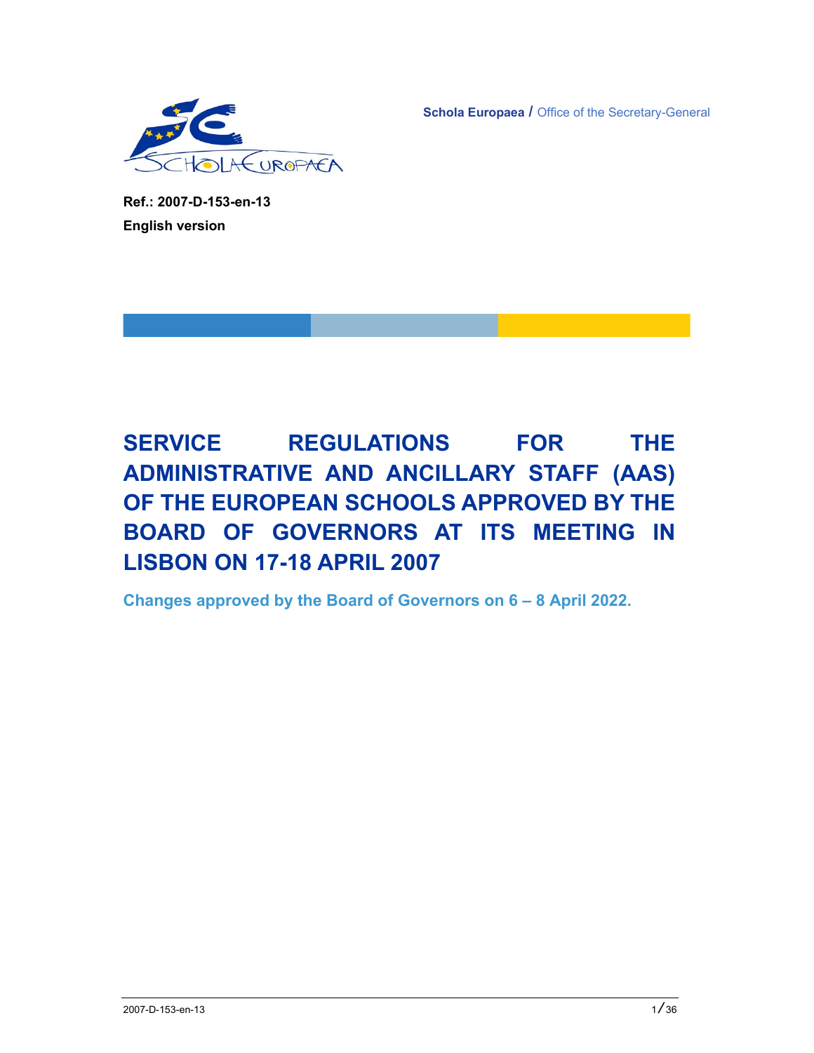Schola Europaea / Office of the Secretary-General

**Ref.: 2007-D-153-en-13**

**English version**

# SERVICE REGULATIONS FOR THE ADMINISTRATIVE AND ANCILLARY STAFF (AAS) OF THE EUROPEAN SCHOOLS APPROVED BY THE BOARD OF GOVERNORS AT ITS MEETING IN LISBON ON 17-18 APRIL 2007

**Changes approved by the Board of Governors on 6 – 8 April 2022.**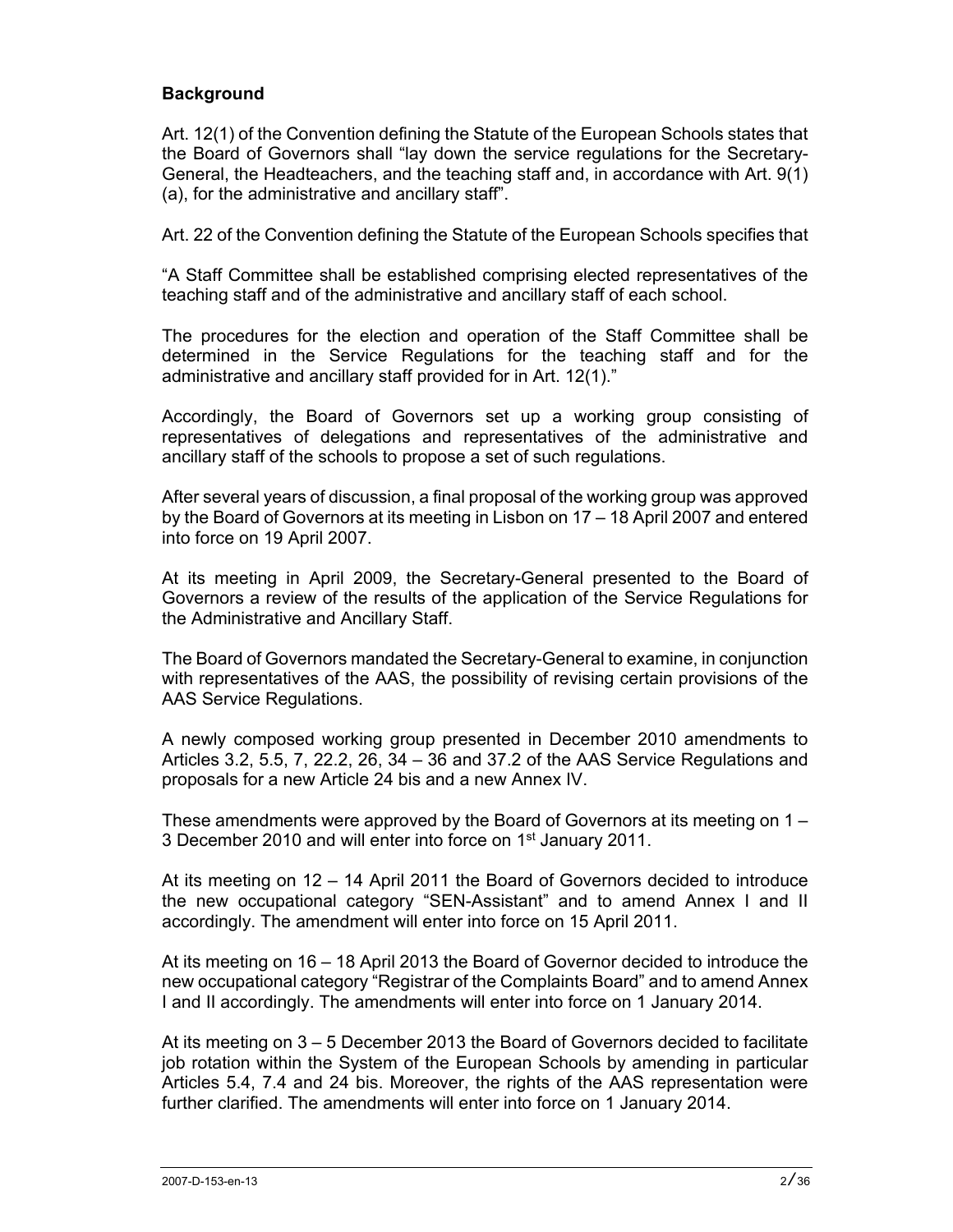## Background

Art. 12(1) of the Convention defining the Statute of the European Schools states that the Board of Governors shall "lay down the service regulations for the Secretary-General, the Headteachers, and the teaching staff and, in accordance with Art. 9(1) (a), for the administrative and ancillary staff".

Art. 22 of the Convention defining the Statute of the European Schools specifies that

"A Staff Committee shall be established comprising elected representatives of the teaching staff and of the administrative and ancillary staff of each school.

The procedures for the election and operation of the Staff Committee shall be determined in the Service Regulations for the teaching staff and for the administrative and ancillary staff provided for in Art. 12(1)."

Accordingly, the Board of Governors set up a working group consisting of representatives of delegations and representatives of the administrative and ancillary staff of the schools to propose a set of such regulations.

After several years of discussion, a final proposal of the working group was approved by the Board of Governors at its meeting in Lisbon on 17 – 18 April 2007 and entered into force on 19 April 2007.

At its meeting in April 2009, the Secretary-General presented to the Board of Governors a review of the results of the application of the Service Regulations for the Administrative and Ancillary Staff.

The Board of Governors mandated the Secretary-General to examine, in conjunction with representatives of the AAS, the possibility of revising certain provisions of the AAS Service Regulations.

A newly composed working group presented in December 2010 amendments to Articles 3.2, 5.5, 7, 22.2, 26, 34 – 36 and 37.2 of the AAS Service Regulations and proposals for a new Article 24 bis and a new Annex IV.

These amendments were approved by the Board of Governors at its meeting on 1 – 3 December 2010 and will enter into force on 1st January 2011.

At its meeting on 12 – 14 April 2011 the Board of Governors decided to introduce the new occupational category "SEN-Assistant" and to amend Annex I and II accordingly. The amendment will enter into force on 15 April 2011.

At its meeting on 16 – 18 April 2013 the Board of Governor decided to introduce the new occupational category "Registrar of the Complaints Board" and to amend Annex I and II accordingly. The amendments will enter into force on 1 January 2014.

At its meeting on 3 – 5 December 2013 the Board of Governors decided to facilitate job rotation within the System of the European Schools by amending in particular Articles 5.4, 7.4 and 24 bis. Moreover, the rights of the AAS representation were further clarified. The amendments will enter into force on 1 January 2014.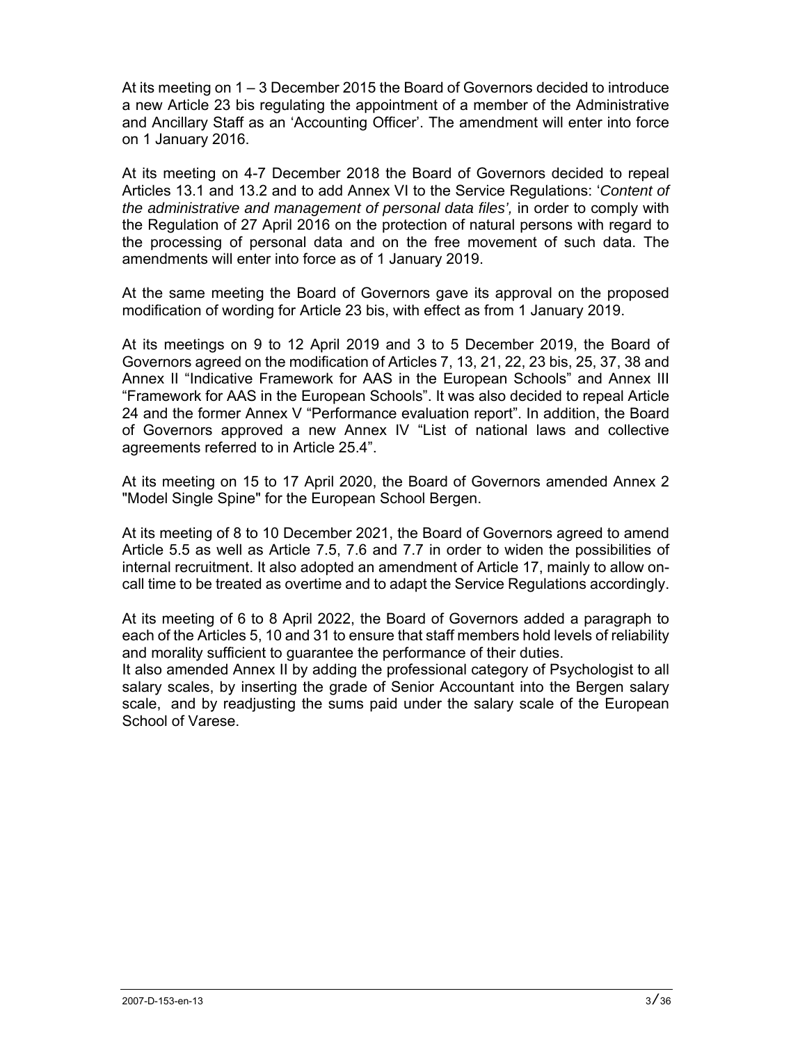At its meeting on 1 – 3 December 2015 the Board of Governors decided to introduce a new Article 23 bis regulating the appointment of a member of the Administrative and Ancillary Staff as an 'Accounting Officer'. The amendment will enter into force on 1 January 2016.

At its meeting on 4-7 December 2018 the Board of Governors decided to repeal Articles 13.1 and 13.2 and to add Annex VI to the Service Regulations: '*Content of the administrative and management of personal data files',* in order to comply with the Regulation of 27 April 2016 on the protection of natural persons with regard to the processing of personal data and on the free movement of such data. The amendments will enter into force as of 1 January 2019.

At the same meeting the Board of Governors gave its approval on the proposed modification of wording for Article 23 bis, with effect as from 1 January 2019.

At its meetings on 9 to 12 April 2019 and 3 to 5 December 2019, the Board of Governors agreed on the modification of Articles 7, 13, 21, 22, 23 bis, 25, 37, 38 and Annex II "Indicative Framework for AAS in the European Schools" and Annex III "Framework for AAS in the European Schools". It was also decided to repeal Article 24 and the former Annex V "Performance evaluation report". In addition, the Board of Governors approved a new Annex IV "List of national laws and collective agreements referred to in Article 25.4".

At its meeting on 15 to 17 April 2020, the Board of Governors amended Annex 2 "Model Single Spine" for the European School Bergen.

At its meeting of 8 to 10 December 2021, the Board of Governors agreed to amend Article 5.5 as well as Article 7.5, 7.6 and 7.7 in order to widen the possibilities of internal recruitment. It also adopted an amendment of Article 17, mainly to allow on-call time to be treated as overtime and to adapt the Service Regulations accordingly.

At its meeting of 6 to 8 April 2022, the Board of Governors added a paragraph to each of the Articles 5, 10 and 31 to ensure that staff members hold levels of reliability and morality sufficient to guarantee the performance of their duties.
It also amended Annex II by adding the professional category of Psychologist to all salary scales, by inserting the grade of Senior Accountant into the Bergen salary scale, and by readjusting the sums paid under the salary scale of the European School of Varese.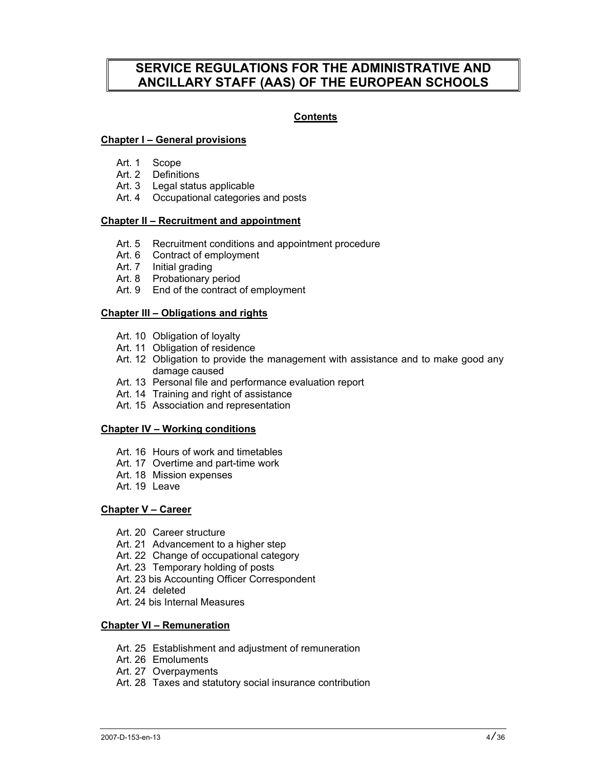# SERVICE REGULATIONS FOR THE ADMINISTRATIVE AND ANCILLARY STAFF (AAS) OF THE EUROPEAN SCHOOLS

**Contents**

**Chapter I – General provisions**

- Art. 1 Scope
- Art. 2 Definitions
- Art. 3 Legal status applicable
- Art. 4 Occupational categories and posts

**Chapter II – Recruitment and appointment**

- Art. 5 Recruitment conditions and appointment procedure
- Art. 6 Contract of employment
- Art. 7 Initial grading
- Art. 8 Probationary period
- Art. 9 End of the contract of employment

**Chapter III – Obligations and rights**

- Art. 10 Obligation of loyalty
- Art. 11 Obligation of residence
- Art. 12 Obligation to provide the management with assistance and to make good any damage caused
- Art. 13 Personal file and performance evaluation report
- Art. 14 Training and right of assistance
- Art. 15 Association and representation

**Chapter IV – Working conditions**

- Art. 16 Hours of work and timetables
- Art. 17 Overtime and part-time work
- Art. 18 Mission expenses
- Art. 19 Leave

**Chapter V – Career**

- Art. 20 Career structure
- Art. 21 Advancement to a higher step
- Art. 22 Change of occupational category
- Art. 23 Temporary holding of posts
- Art. 23 bis Accounting Officer Correspondent
- Art. 24 deleted
- Art. 24 bis Internal Measures

**Chapter VI – Remuneration**

- Art. 25 Establishment and adjustment of remuneration
- Art. 26 Emoluments
- Art. 27 Overpayments
- Art. 28 Taxes and statutory social insurance contribution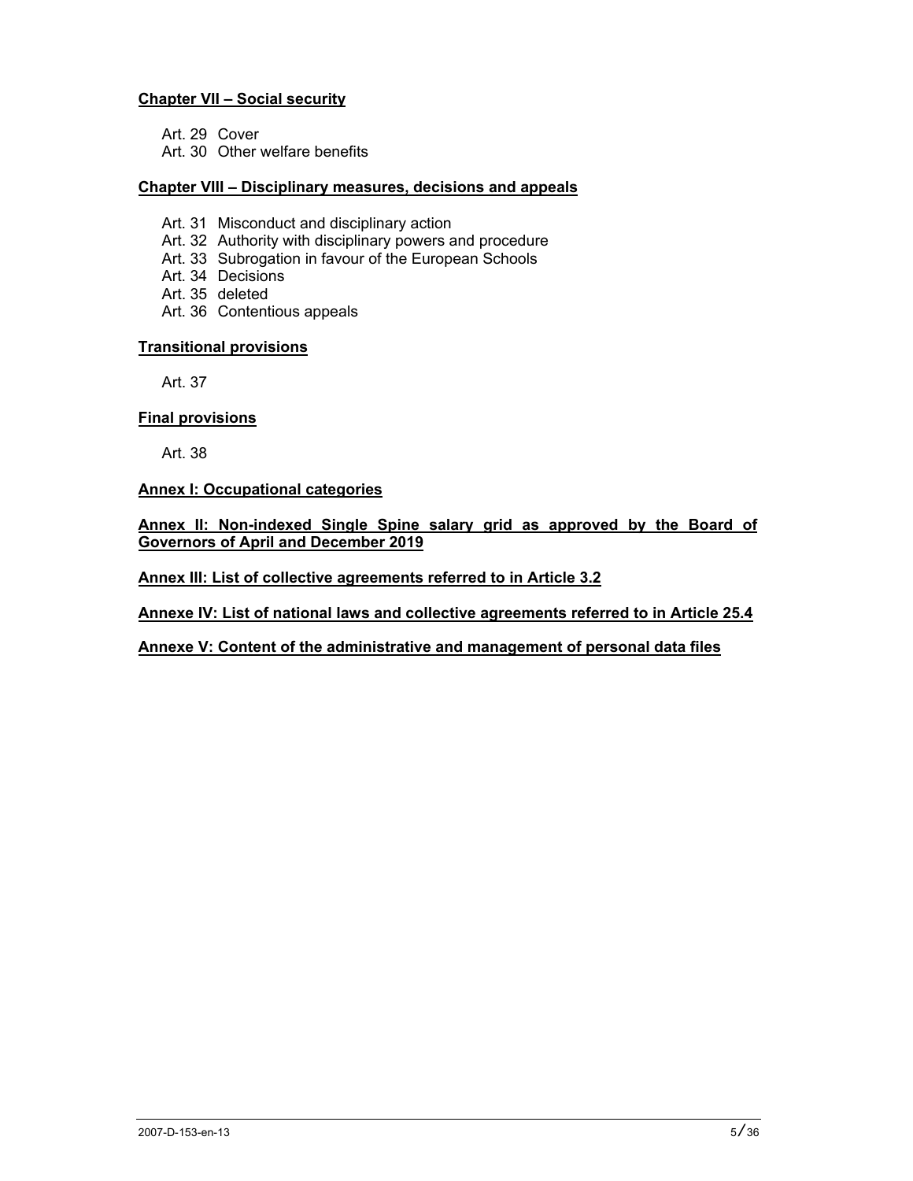**Chapter VII – Social security**

Art. 29 Cover
Art. 30 Other welfare benefits

**Chapter VIII – Disciplinary measures, decisions and appeals**

Art. 31 Misconduct and disciplinary action
Art. 32 Authority with disciplinary powers and procedure
Art. 33 Subrogation in favour of the European Schools
Art. 34 Decisions
Art. 35 deleted
Art. 36 Contentious appeals

**Transitional provisions**

Art. 37

**Final provisions**

Art. 38

**Annex I: Occupational categories**

**Annex II: Non-indexed Single Spine salary grid as approved by the Board of Governors of April and December 2019**

**Annex III: List of collective agreements referred to in Article 3.2**

**Annexe IV: List of national laws and collective agreements referred to in Article 25.4**

**Annexe V: Content of the administrative and management of personal data files**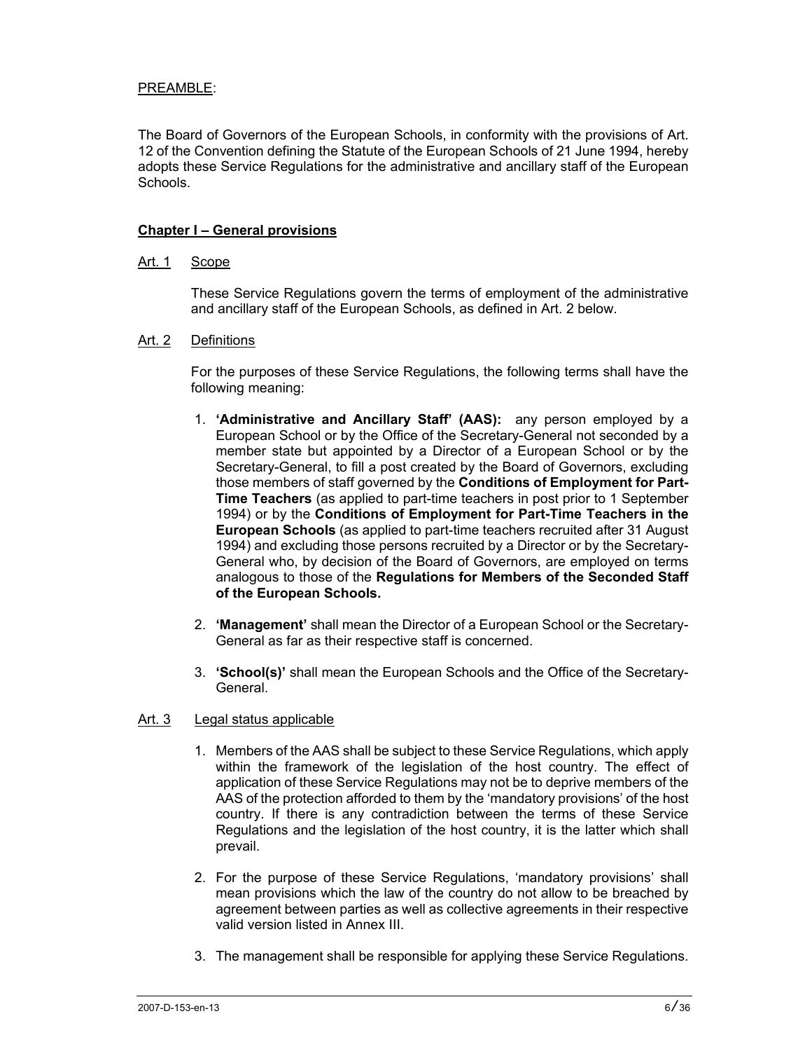PREAMBLE:

The Board of Governors of the European Schools, in conformity with the provisions of Art. 12 of the Convention defining the Statute of the European Schools of 21 June 1994, hereby adopts these Service Regulations for the administrative and ancillary staff of the European Schools.

## Chapter I – General provisions

### Art. 1 Scope

These Service Regulations govern the terms of employment of the administrative and ancillary staff of the European Schools, as defined in Art. 2 below.

### Art. 2 Definitions

For the purposes of these Service Regulations, the following terms shall have the following meaning:

1. **'Administrative and Ancillary Staff' (AAS):** any person employed by a European School or by the Office of the Secretary-General not seconded by a member state but appointed by a Director of a European School or by the Secretary-General, to fill a post created by the Board of Governors, excluding those members of staff governed by the **Conditions of Employment for Part-Time Teachers** (as applied to part-time teachers in post prior to 1 September 1994) or by the **Conditions of Employment for Part-Time Teachers in the European Schools** (as applied to part-time teachers recruited after 31 August 1994) and excluding those persons recruited by a Director or by the Secretary-General who, by decision of the Board of Governors, are employed on terms analogous to those of the **Regulations for Members of the Seconded Staff of the European Schools.**

2. **'Management'** shall mean the Director of a European School or the Secretary-General as far as their respective staff is concerned.

3. **'School(s)'** shall mean the European Schools and the Office of the Secretary-General.

### Art. 3 Legal status applicable

1. Members of the AAS shall be subject to these Service Regulations, which apply within the framework of the legislation of the host country. The effect of application of these Service Regulations may not be to deprive members of the AAS of the protection afforded to them by the 'mandatory provisions' of the host country. If there is any contradiction between the terms of these Service Regulations and the legislation of the host country, it is the latter which shall prevail.

2. For the purpose of these Service Regulations, 'mandatory provisions' shall mean provisions which the law of the country do not allow to be breached by agreement between parties as well as collective agreements in their respective valid version listed in Annex III.

3. The management shall be responsible for applying these Service Regulations.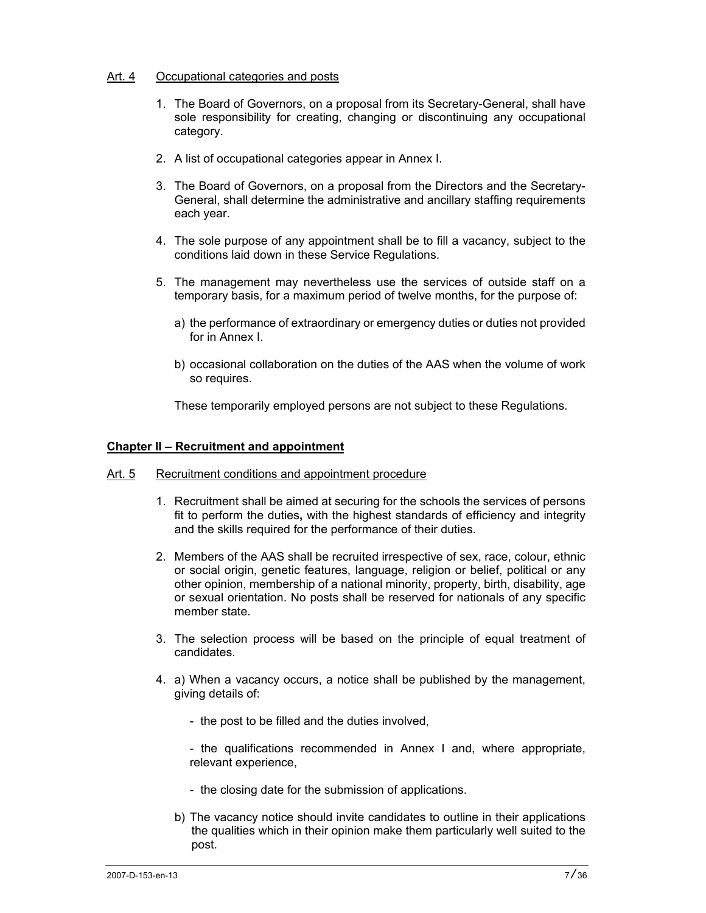Art. 4 Occupational categories and posts

1. The Board of Governors, on a proposal from its Secretary-General, shall have sole responsibility for creating, changing or discontinuing any occupational category.

2. A list of occupational categories appear in Annex I.

3. The Board of Governors, on a proposal from the Directors and the Secretary-General, shall determine the administrative and ancillary staffing requirements each year.

4. The sole purpose of any appointment shall be to fill a vacancy, subject to the conditions laid down in these Service Regulations.

5. The management may nevertheless use the services of outside staff on a temporary basis, for a maximum period of twelve months, for the purpose of:

   a) the performance of extraordinary or emergency duties or duties not provided for in Annex I.

   b) occasional collaboration on the duties of the AAS when the volume of work so requires.

   These temporarily employed persons are not subject to these Regulations.

## Chapter II – Recruitment and appointment

Art. 5 Recruitment conditions and appointment procedure

1. Recruitment shall be aimed at securing for the schools the services of persons fit to perform the duties**,** with the highest standards of efficiency and integrity and the skills required for the performance of their duties.

2. Members of the AAS shall be recruited irrespective of sex, race, colour, ethnic or social origin, genetic features, language, religion or belief, political or any other opinion, membership of a national minority, property, birth, disability, age or sexual orientation. No posts shall be reserved for nationals of any specific member state.

3. The selection process will be based on the principle of equal treatment of candidates.

4. a) When a vacancy occurs, a notice shall be published by the management, giving details of:

   - the post to be filled and the duties involved,

   - the qualifications recommended in Annex I and, where appropriate, relevant experience,

   - the closing date for the submission of applications.

   b) The vacancy notice should invite candidates to outline in their applications the qualities which in their opinion make them particularly well suited to the post.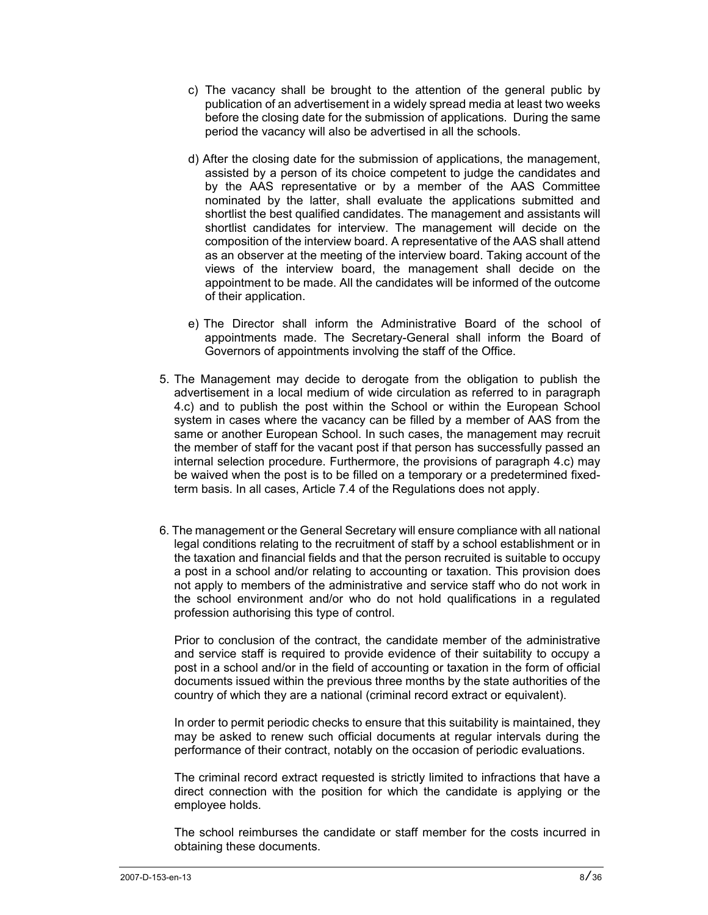c) The vacancy shall be brought to the attention of the general public by publication of an advertisement in a widely spread media at least two weeks before the closing date for the submission of applications. During the same period the vacancy will also be advertised in all the schools.

d) After the closing date for the submission of applications, the management, assisted by a person of its choice competent to judge the candidates and by the AAS representative or by a member of the AAS Committee nominated by the latter, shall evaluate the applications submitted and shortlist the best qualified candidates. The management and assistants will shortlist candidates for interview. The management will decide on the composition of the interview board. A representative of the AAS shall attend as an observer at the meeting of the interview board. Taking account of the views of the interview board, the management shall decide on the appointment to be made. All the candidates will be informed of the outcome of their application.

e) The Director shall inform the Administrative Board of the school of appointments made. The Secretary-General shall inform the Board of Governors of appointments involving the staff of the Office.

5. The Management may decide to derogate from the obligation to publish the advertisement in a local medium of wide circulation as referred to in paragraph 4.c) and to publish the post within the School or within the European School system in cases where the vacancy can be filled by a member of AAS from the same or another European School. In such cases, the management may recruit the member of staff for the vacant post if that person has successfully passed an internal selection procedure. Furthermore, the provisions of paragraph 4.c) may be waived when the post is to be filled on a temporary or a predetermined fixed-term basis. In all cases, Article 7.4 of the Regulations does not apply.

6. The management or the General Secretary will ensure compliance with all national legal conditions relating to the recruitment of staff by a school establishment or in the taxation and financial fields and that the person recruited is suitable to occupy a post in a school and/or relating to accounting or taxation. This provision does not apply to members of the administrative and service staff who do not work in the school environment and/or who do not hold qualifications in a regulated profession authorising this type of control.

   Prior to conclusion of the contract, the candidate member of the administrative and service staff is required to provide evidence of their suitability to occupy a post in a school and/or in the field of accounting or taxation in the form of official documents issued within the previous three months by the state authorities of the country of which they are a national (criminal record extract or equivalent).

   In order to permit periodic checks to ensure that this suitability is maintained, they may be asked to renew such official documents at regular intervals during the performance of their contract, notably on the occasion of periodic evaluations.

   The criminal record extract requested is strictly limited to infractions that have a direct connection with the position for which the candidate is applying or the employee holds.

   The school reimburses the candidate or staff member for the costs incurred in obtaining these documents.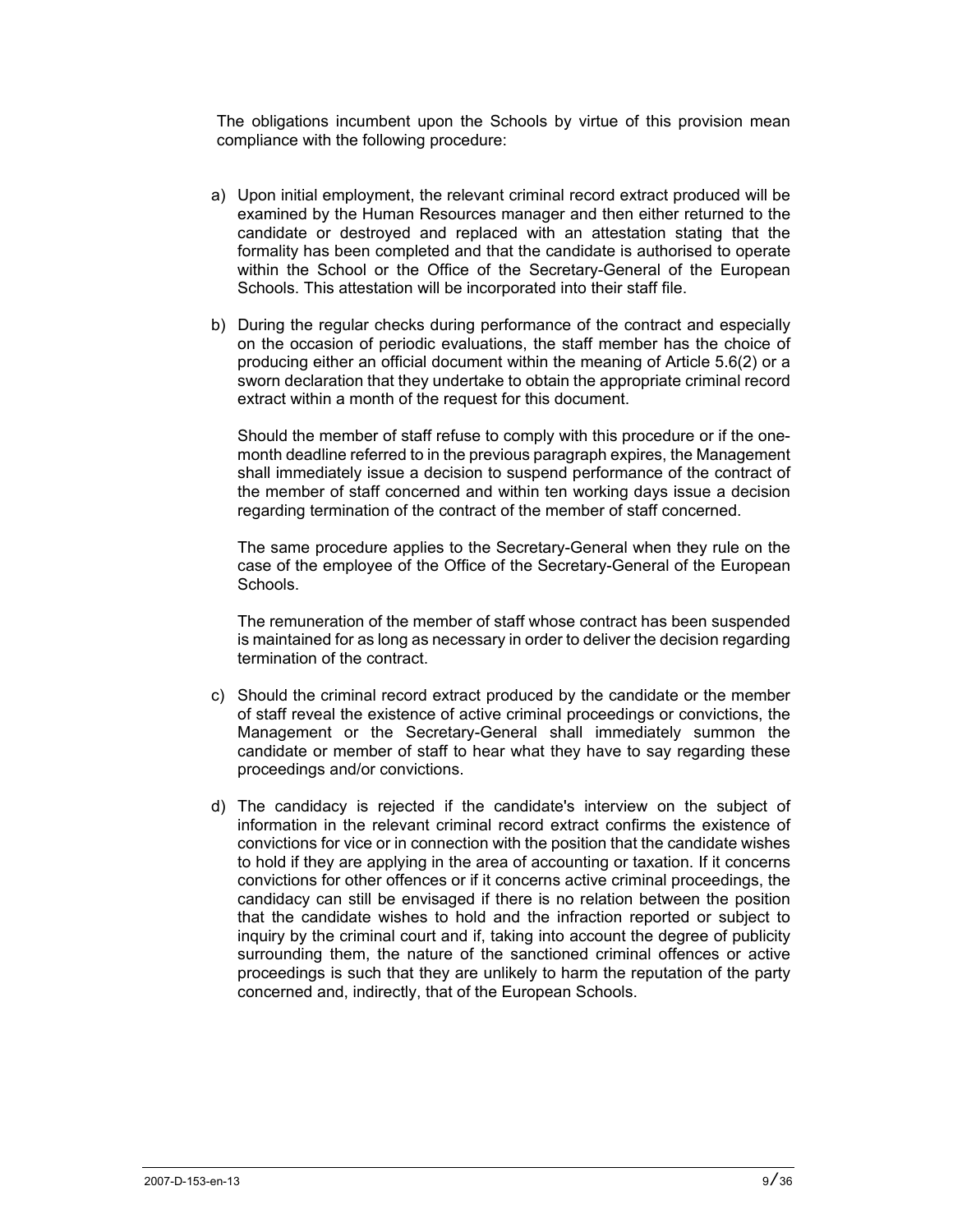The obligations incumbent upon the Schools by virtue of this provision mean compliance with the following procedure:

a) Upon initial employment, the relevant criminal record extract produced will be examined by the Human Resources manager and then either returned to the candidate or destroyed and replaced with an attestation stating that the formality has been completed and that the candidate is authorised to operate within the School or the Office of the Secretary-General of the European Schools. This attestation will be incorporated into their staff file.

b) During the regular checks during performance of the contract and especially on the occasion of periodic evaluations, the staff member has the choice of producing either an official document within the meaning of Article 5.6(2) or a sworn declaration that they undertake to obtain the appropriate criminal record extract within a month of the request for this document.

   Should the member of staff refuse to comply with this procedure or if the one-month deadline referred to in the previous paragraph expires, the Management shall immediately issue a decision to suspend performance of the contract of the member of staff concerned and within ten working days issue a decision regarding termination of the contract of the member of staff concerned.

   The same procedure applies to the Secretary-General when they rule on the case of the employee of the Office of the Secretary-General of the European Schools.

   The remuneration of the member of staff whose contract has been suspended is maintained for as long as necessary in order to deliver the decision regarding termination of the contract.

c) Should the criminal record extract produced by the candidate or the member of staff reveal the existence of active criminal proceedings or convictions, the Management or the Secretary-General shall immediately summon the candidate or member of staff to hear what they have to say regarding these proceedings and/or convictions.

d) The candidacy is rejected if the candidate's interview on the subject of information in the relevant criminal record extract confirms the existence of convictions for vice or in connection with the position that the candidate wishes to hold if they are applying in the area of accounting or taxation. If it concerns convictions for other offences or if it concerns active criminal proceedings, the candidacy can still be envisaged if there is no relation between the position that the candidate wishes to hold and the infraction reported or subject to inquiry by the criminal court and if, taking into account the degree of publicity surrounding them, the nature of the sanctioned criminal offences or active proceedings is such that they are unlikely to harm the reputation of the party concerned and, indirectly, that of the European Schools.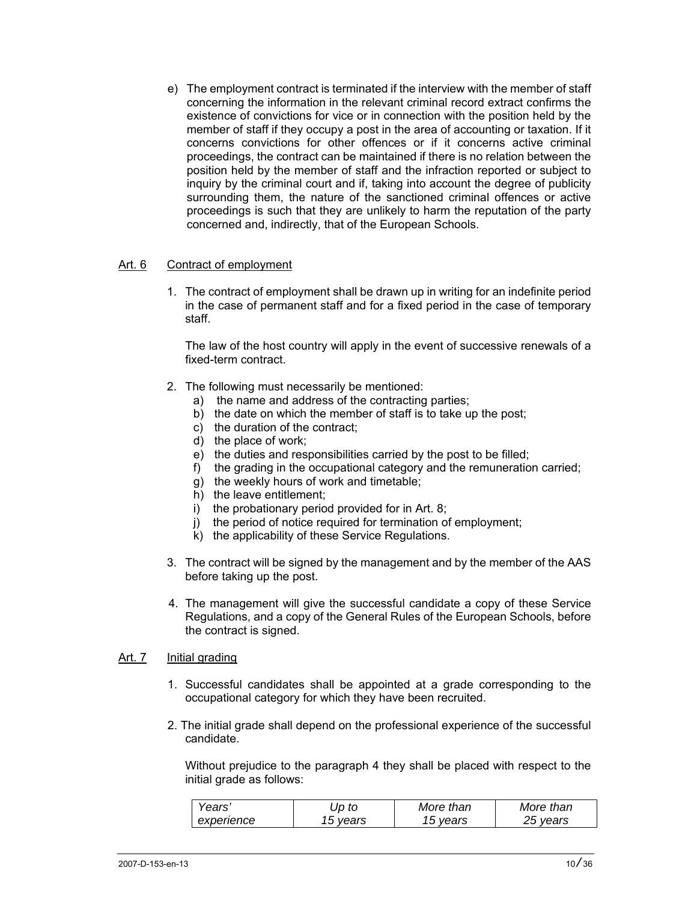e) The employment contract is terminated if the interview with the member of staff concerning the information in the relevant criminal record extract confirms the existence of convictions for vice or in connection with the position held by the member of staff if they occupy a post in the area of accounting or taxation. If it concerns convictions for other offences or if it concerns active criminal proceedings, the contract can be maintained if there is no relation between the position held by the member of staff and the infraction reported or subject to inquiry by the criminal court and if, taking into account the degree of publicity surrounding them, the nature of the sanctioned criminal offences or active proceedings is such that they are unlikely to harm the reputation of the party concerned and, indirectly, that of the European Schools.

## Art. 6 Contract of employment

1. The contract of employment shall be drawn up in writing for an indefinite period in the case of permanent staff and for a fixed period in the case of temporary staff.

   The law of the host country will apply in the event of successive renewals of a fixed-term contract.

2. The following must necessarily be mentioned:
   a) the name and address of the contracting parties;
   b) the date on which the member of staff is to take up the post;
   c) the duration of the contract;
   d) the place of work;
   e) the duties and responsibilities carried by the post to be filled;
   f) the grading in the occupational category and the remuneration carried;
   g) the weekly hours of work and timetable;
   h) the leave entitlement;
   i) the probationary period provided for in Art. 8;
   j) the period of notice required for termination of employment;
   k) the applicability of these Service Regulations.

3. The contract will be signed by the management and by the member of the AAS before taking up the post.

4. The management will give the successful candidate a copy of these Service Regulations, and a copy of the General Rules of the European Schools, before the contract is signed.

## Art. 7 Initial grading

1. Successful candidates shall be appointed at a grade corresponding to the occupational category for which they have been recruited.

2. The initial grade shall depend on the professional experience of the successful candidate.

   Without prejudice to the paragraph 4 they shall be placed with respect to the initial grade as follows:

| *Years' experience* | *Up to 15 years* | *More than 15 years* | *More than 25 years* |
|---|---|---|---|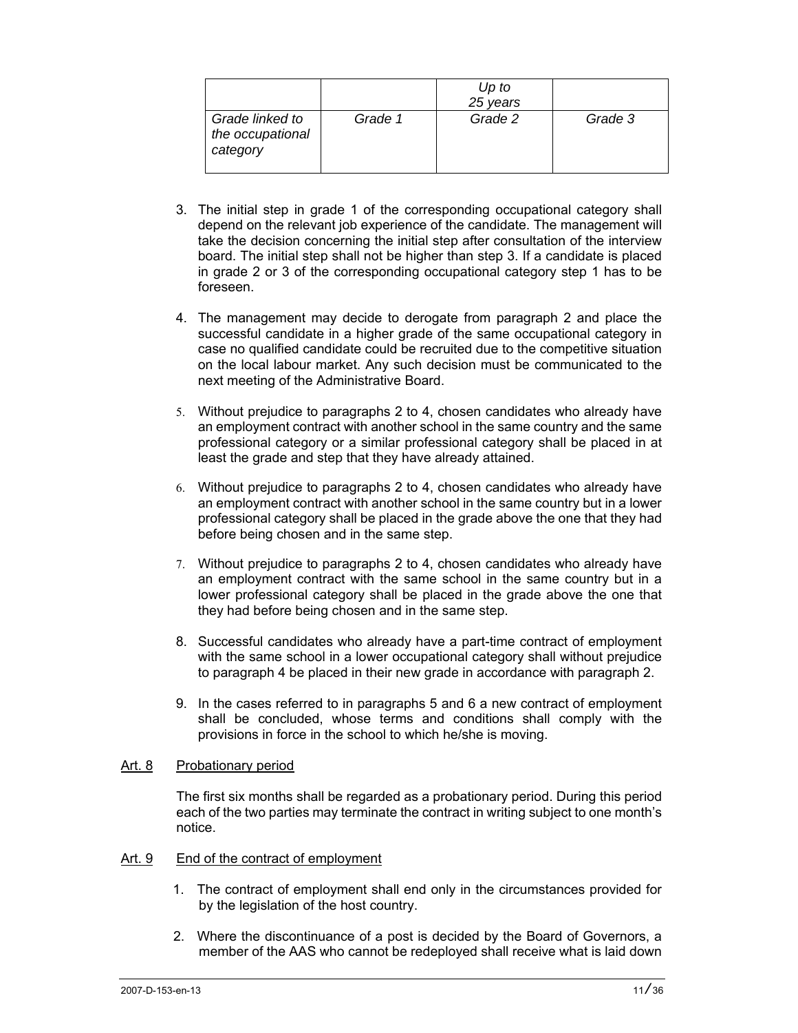| | | *Up to 25 years* | |
|---|---|---|---|
| *Grade linked to the occupational category* | *Grade 1* | *Grade 2* | *Grade 3* |

3. The initial step in grade 1 of the corresponding occupational category shall depend on the relevant job experience of the candidate. The management will take the decision concerning the initial step after consultation of the interview board. The initial step shall not be higher than step 3. If a candidate is placed in grade 2 or 3 of the corresponding occupational category step 1 has to be foreseen.

4. The management may decide to derogate from paragraph 2 and place the successful candidate in a higher grade of the same occupational category in case no qualified candidate could be recruited due to the competitive situation on the local labour market. Any such decision must be communicated to the next meeting of the Administrative Board.

5. Without prejudice to paragraphs 2 to 4, chosen candidates who already have an employment contract with another school in the same country and the same professional category or a similar professional category shall be placed in at least the grade and step that they have already attained.

6. Without prejudice to paragraphs 2 to 4, chosen candidates who already have an employment contract with another school in the same country but in a lower professional category shall be placed in the grade above the one that they had before being chosen and in the same step.

7. Without prejudice to paragraphs 2 to 4, chosen candidates who already have an employment contract with the same school in the same country but in a lower professional category shall be placed in the grade above the one that they had before being chosen and in the same step.

8. Successful candidates who already have a part-time contract of employment with the same school in a lower occupational category shall without prejudice to paragraph 4 be placed in their new grade in accordance with paragraph 2.

9. In the cases referred to in paragraphs 5 and 6 a new contract of employment shall be concluded, whose terms and conditions shall comply with the provisions in force in the school to which he/she is moving.

## Art. 8 Probationary period

The first six months shall be regarded as a probationary period. During this period each of the two parties may terminate the contract in writing subject to one month's notice.

## Art. 9 End of the contract of employment

1. The contract of employment shall end only in the circumstances provided for by the legislation of the host country.

2. Where the discontinuance of a post is decided by the Board of Governors, a member of the AAS who cannot be redeployed shall receive what is laid down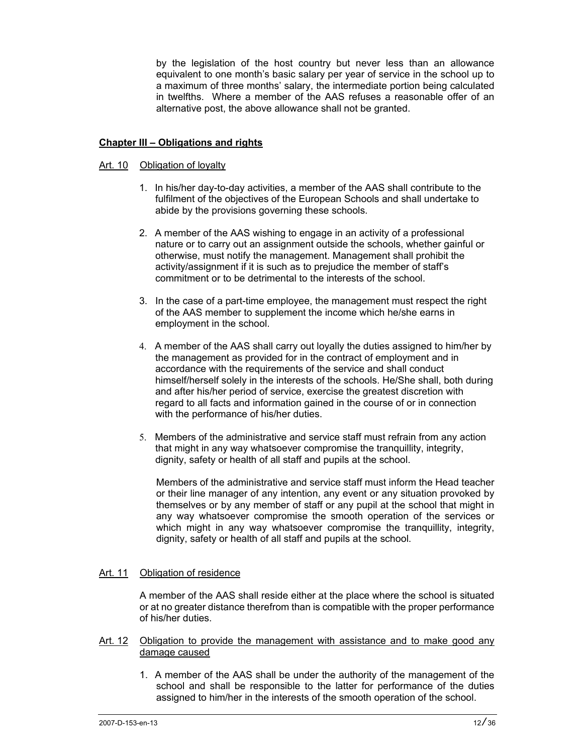by the legislation of the host country but never less than an allowance equivalent to one month's basic salary per year of service in the school up to a maximum of three months' salary, the intermediate portion being calculated in twelfths. Where a member of the AAS refuses a reasonable offer of an alternative post, the above allowance shall not be granted.

## Chapter III – Obligations and rights

### Art. 10 Obligation of loyalty

1. In his/her day-to-day activities, a member of the AAS shall contribute to the fulfilment of the objectives of the European Schools and shall undertake to abide by the provisions governing these schools.

2. A member of the AAS wishing to engage in an activity of a professional nature or to carry out an assignment outside the schools, whether gainful or otherwise, must notify the management. Management shall prohibit the activity/assignment if it is such as to prejudice the member of staff's commitment or to be detrimental to the interests of the school.

3. In the case of a part-time employee, the management must respect the right of the AAS member to supplement the income which he/she earns in employment in the school.

4. A member of the AAS shall carry out loyally the duties assigned to him/her by the management as provided for in the contract of employment and in accordance with the requirements of the service and shall conduct himself/herself solely in the interests of the schools. He/She shall, both during and after his/her period of service, exercise the greatest discretion with regard to all facts and information gained in the course of or in connection with the performance of his/her duties.

5. Members of the administrative and service staff must refrain from any action that might in any way whatsoever compromise the tranquillity, integrity, dignity, safety or health of all staff and pupils at the school.

   Members of the administrative and service staff must inform the Head teacher or their line manager of any intention, any event or any situation provoked by themselves or by any member of staff or any pupil at the school that might in any way whatsoever compromise the smooth operation of the services or which might in any way whatsoever compromise the tranquillity, integrity, dignity, safety or health of all staff and pupils at the school.

### Art. 11 Obligation of residence

A member of the AAS shall reside either at the place where the school is situated or at no greater distance therefrom than is compatible with the proper performance of his/her duties.

### Art. 12 Obligation to provide the management with assistance and to make good any damage caused

1. A member of the AAS shall be under the authority of the management of the school and shall be responsible to the latter for performance of the duties assigned to him/her in the interests of the smooth operation of the school.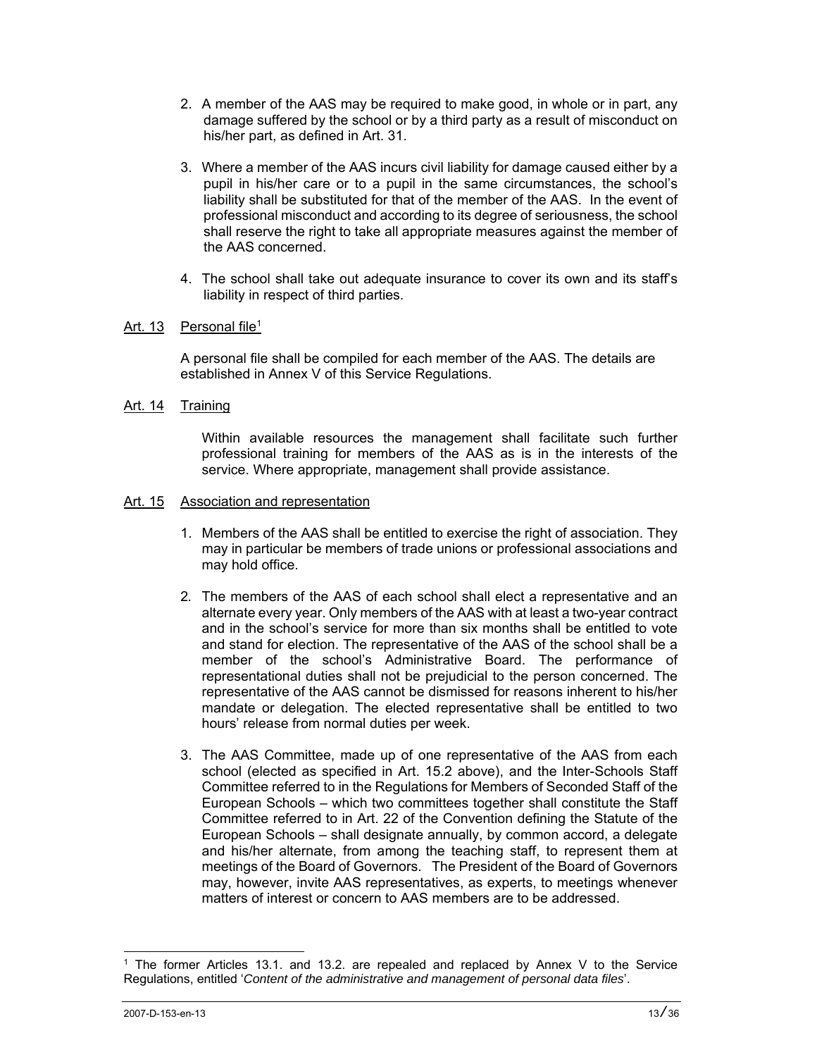2. A member of the AAS may be required to make good, in whole or in part, any damage suffered by the school or by a third party as a result of misconduct on his/her part, as defined in Art. 31.

3. Where a member of the AAS incurs civil liability for damage caused either by a pupil in his/her care or to a pupil in the same circumstances, the school's liability shall be substituted for that of the member of the AAS. In the event of professional misconduct and according to its degree of seriousness, the school shall reserve the right to take all appropriate measures against the member of the AAS concerned.

4. The school shall take out adequate insurance to cover its own and its staff's liability in respect of third parties.

### Art. 13 Personal file[1]

A personal file shall be compiled for each member of the AAS. The details are established in Annex V of this Service Regulations.

### Art. 14 Training

Within available resources the management shall facilitate such further professional training for members of the AAS as is in the interests of the service. Where appropriate, management shall provide assistance.

### Art. 15 Association and representation

1. Members of the AAS shall be entitled to exercise the right of association. They may in particular be members of trade unions or professional associations and may hold office.

2. The members of the AAS of each school shall elect a representative and an alternate every year. Only members of the AAS with at least a two-year contract and in the school's service for more than six months shall be entitled to vote and stand for election. The representative of the AAS of the school shall be a member of the school's Administrative Board. The performance of representational duties shall not be prejudicial to the person concerned. The representative of the AAS cannot be dismissed for reasons inherent to his/her mandate or delegation. The elected representative shall be entitled to two hours' release from normal duties per week.

3. The AAS Committee, made up of one representative of the AAS from each school (elected as specified in Art. 15.2 above), and the Inter-Schools Staff Committee referred to in the Regulations for Members of Seconded Staff of the European Schools – which two committees together shall constitute the Staff Committee referred to in Art. 22 of the Convention defining the Statute of the European Schools – shall designate annually, by common accord, a delegate and his/her alternate, from among the teaching staff, to represent them at meetings of the Board of Governors. The President of the Board of Governors may, however, invite AAS representatives, as experts, to meetings whenever matters of interest or concern to AAS members are to be addressed.

---

[1] The former Articles 13.1. and 13.2. are repealed and replaced by Annex V to the Service Regulations, entitled '*Content of the administrative and management of personal data files*'.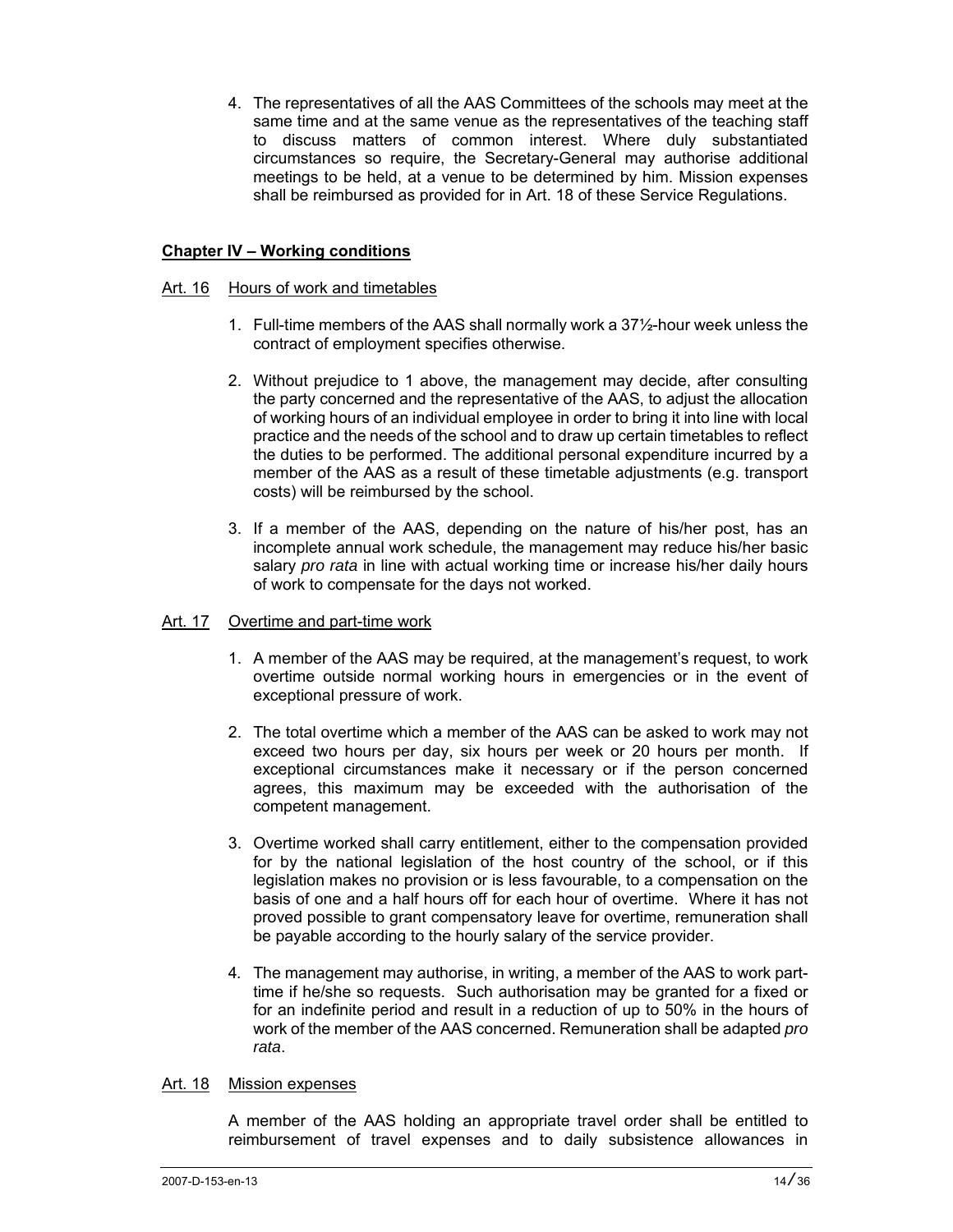4. The representatives of all the AAS Committees of the schools may meet at the same time and at the same venue as the representatives of the teaching staff to discuss matters of common interest. Where duly substantiated circumstances so require, the Secretary-General may authorise additional meetings to be held, at a venue to be determined by him. Mission expenses shall be reimbursed as provided for in Art. 18 of these Service Regulations.

## Chapter IV – Working conditions

### Art. 16 Hours of work and timetables

1. Full-time members of the AAS shall normally work a 37½-hour week unless the contract of employment specifies otherwise.

2. Without prejudice to 1 above, the management may decide, after consulting the party concerned and the representative of the AAS, to adjust the allocation of working hours of an individual employee in order to bring it into line with local practice and the needs of the school and to draw up certain timetables to reflect the duties to be performed. The additional personal expenditure incurred by a member of the AAS as a result of these timetable adjustments (e.g. transport costs) will be reimbursed by the school.

3. If a member of the AAS, depending on the nature of his/her post, has an incomplete annual work schedule, the management may reduce his/her basic salary *pro rata* in line with actual working time or increase his/her daily hours of work to compensate for the days not worked.

### Art. 17 Overtime and part-time work

1. A member of the AAS may be required, at the management's request, to work overtime outside normal working hours in emergencies or in the event of exceptional pressure of work.

2. The total overtime which a member of the AAS can be asked to work may not exceed two hours per day, six hours per week or 20 hours per month. If exceptional circumstances make it necessary or if the person concerned agrees, this maximum may be exceeded with the authorisation of the competent management.

3. Overtime worked shall carry entitlement, either to the compensation provided for by the national legislation of the host country of the school, or if this legislation makes no provision or is less favourable, to a compensation on the basis of one and a half hours off for each hour of overtime. Where it has not proved possible to grant compensatory leave for overtime, remuneration shall be payable according to the hourly salary of the service provider.

4. The management may authorise, in writing, a member of the AAS to work part-time if he/she so requests. Such authorisation may be granted for a fixed or for an indefinite period and result in a reduction of up to 50% in the hours of work of the member of the AAS concerned. Remuneration shall be adapted *pro rata*.

### Art. 18 Mission expenses

A member of the AAS holding an appropriate travel order shall be entitled to reimbursement of travel expenses and to daily subsistence allowances in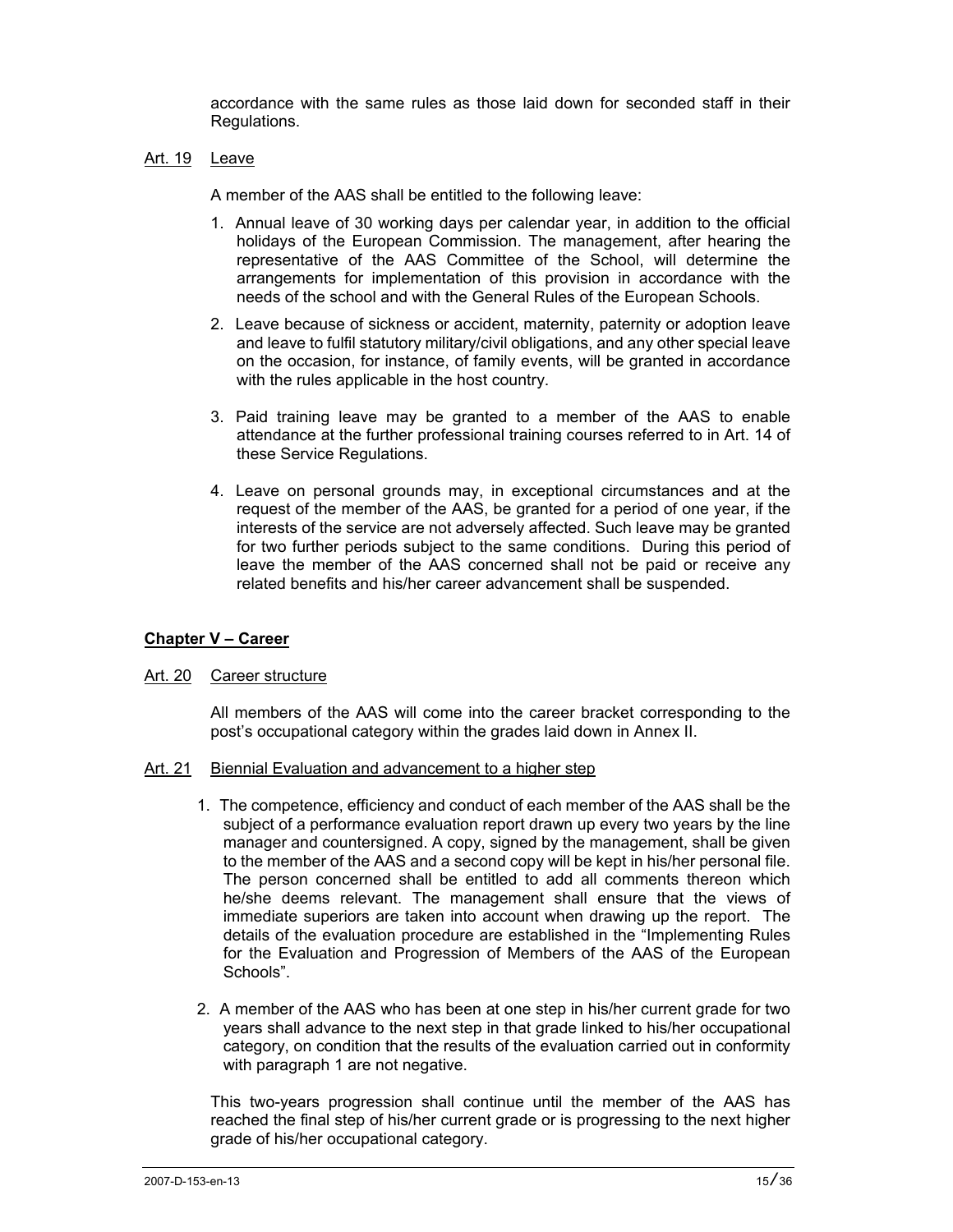accordance with the same rules as those laid down for seconded staff in their Regulations.

Art. 19 Leave

A member of the AAS shall be entitled to the following leave:

1. Annual leave of 30 working days per calendar year, in addition to the official holidays of the European Commission. The management, after hearing the representative of the AAS Committee of the School, will determine the arrangements for implementation of this provision in accordance with the needs of the school and with the General Rules of the European Schools.
2. Leave because of sickness or accident, maternity, paternity or adoption leave and leave to fulfil statutory military/civil obligations, and any other special leave on the occasion, for instance, of family events, will be granted in accordance with the rules applicable in the host country.
3. Paid training leave may be granted to a member of the AAS to enable attendance at the further professional training courses referred to in Art. 14 of these Service Regulations.
4. Leave on personal grounds may, in exceptional circumstances and at the request of the member of the AAS, be granted for a period of one year, if the interests of the service are not adversely affected. Such leave may be granted for two further periods subject to the same conditions. During this period of leave the member of the AAS concerned shall not be paid or receive any related benefits and his/her career advancement shall be suspended.

## Chapter V – Career

Art. 20 Career structure

All members of the AAS will come into the career bracket corresponding to the post's occupational category within the grades laid down in Annex II.

Art. 21 Biennial Evaluation and advancement to a higher step

1. The competence, efficiency and conduct of each member of the AAS shall be the subject of a performance evaluation report drawn up every two years by the line manager and countersigned. A copy, signed by the management, shall be given to the member of the AAS and a second copy will be kept in his/her personal file. The person concerned shall be entitled to add all comments thereon which he/she deems relevant. The management shall ensure that the views of immediate superiors are taken into account when drawing up the report. The details of the evaluation procedure are established in the "Implementing Rules for the Evaluation and Progression of Members of the AAS of the European Schools".
2. A member of the AAS who has been at one step in his/her current grade for two years shall advance to the next step in that grade linked to his/her occupational category, on condition that the results of the evaluation carried out in conformity with paragraph 1 are not negative.

This two-years progression shall continue until the member of the AAS has reached the final step of his/her current grade or is progressing to the next higher grade of his/her occupational category.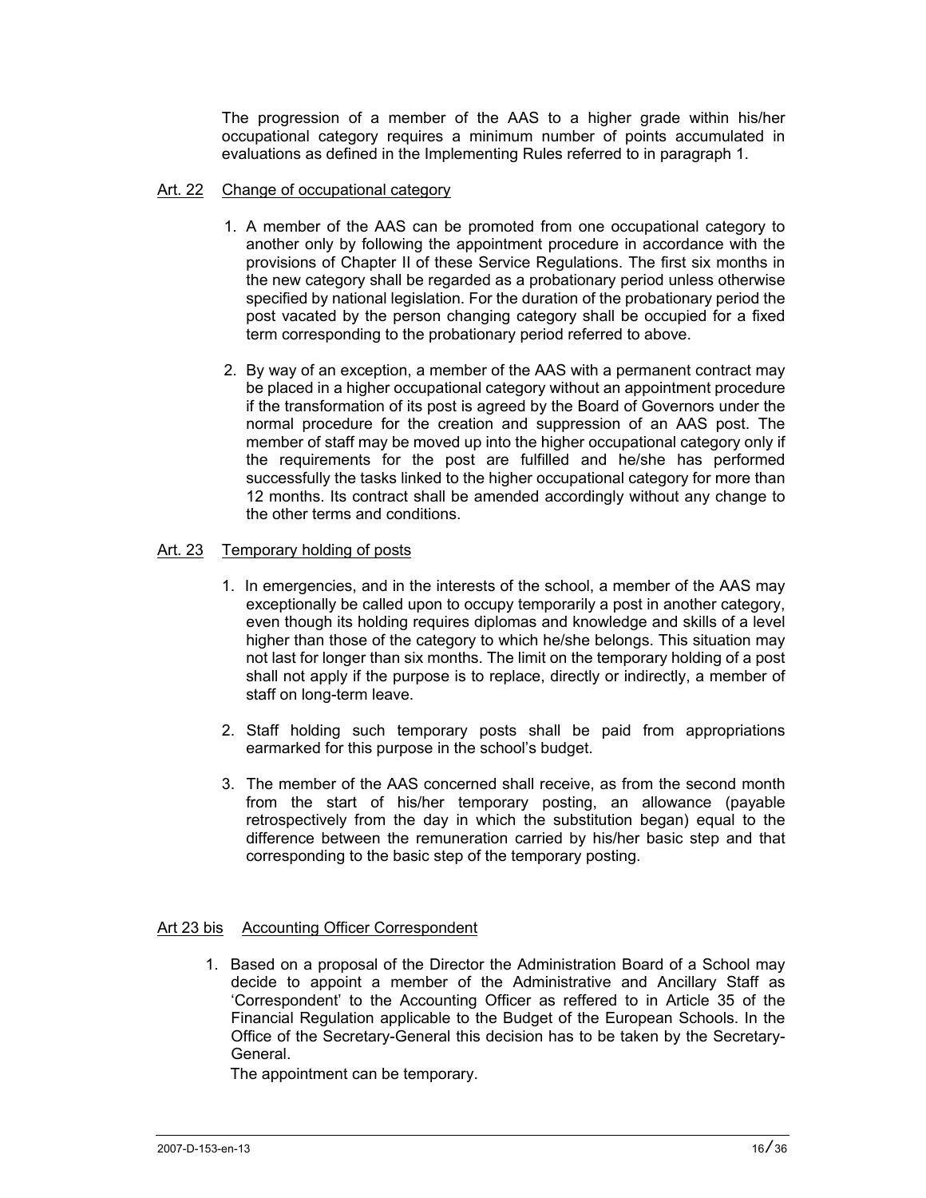The progression of a member of the AAS to a higher grade within his/her occupational category requires a minimum number of points accumulated in evaluations as defined in the Implementing Rules referred to in paragraph 1.

### Art. 22 Change of occupational category

1. A member of the AAS can be promoted from one occupational category to another only by following the appointment procedure in accordance with the provisions of Chapter II of these Service Regulations. The first six months in the new category shall be regarded as a probationary period unless otherwise specified by national legislation. For the duration of the probationary period the post vacated by the person changing category shall be occupied for a fixed term corresponding to the probationary period referred to above.

2. By way of an exception, a member of the AAS with a permanent contract may be placed in a higher occupational category without an appointment procedure if the transformation of its post is agreed by the Board of Governors under the normal procedure for the creation and suppression of an AAS post. The member of staff may be moved up into the higher occupational category only if the requirements for the post are fulfilled and he/she has performed successfully the tasks linked to the higher occupational category for more than 12 months. Its contract shall be amended accordingly without any change to the other terms and conditions.

### Art. 23 Temporary holding of posts

1. In emergencies, and in the interests of the school, a member of the AAS may exceptionally be called upon to occupy temporarily a post in another category, even though its holding requires diplomas and knowledge and skills of a level higher than those of the category to which he/she belongs. This situation may not last for longer than six months. The limit on the temporary holding of a post shall not apply if the purpose is to replace, directly or indirectly, a member of staff on long-term leave.

2. Staff holding such temporary posts shall be paid from appropriations earmarked for this purpose in the school's budget.

3. The member of the AAS concerned shall receive, as from the second month from the start of his/her temporary posting, an allowance (payable retrospectively from the day in which the substitution began) equal to the difference between the remuneration carried by his/her basic step and that corresponding to the basic step of the temporary posting.

### Art 23 bis Accounting Officer Correspondent

1. Based on a proposal of the Director the Administration Board of a School may decide to appoint a member of the Administrative and Ancillary Staff as 'Correspondent' to the Accounting Officer as reffered to in Article 35 of the Financial Regulation applicable to the Budget of the European Schools. In the Office of the Secretary-General this decision has to be taken by the Secretary-General.

   The appointment can be temporary.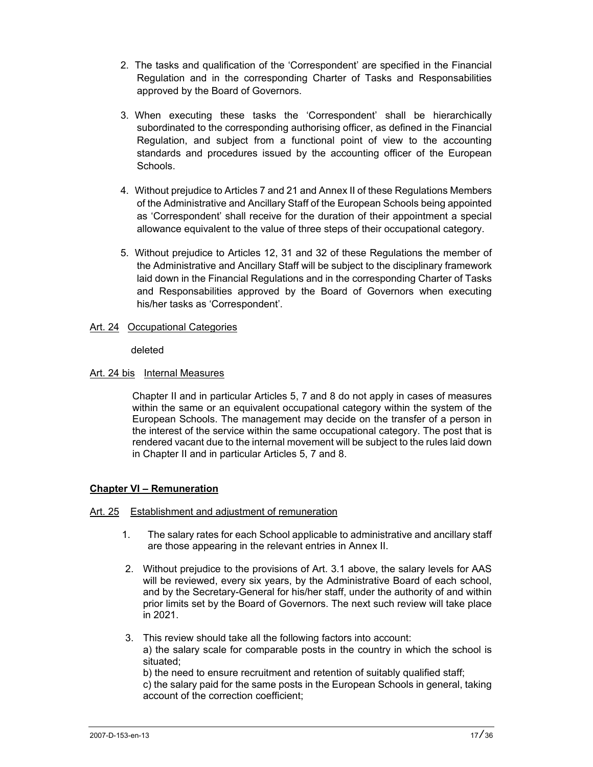2. The tasks and qualification of the 'Correspondent' are specified in the Financial Regulation and in the corresponding Charter of Tasks and Responsabilities approved by the Board of Governors.

3. When executing these tasks the 'Correspondent' shall be hierarchically subordinated to the corresponding authorising officer, as defined in the Financial Regulation, and subject from a functional point of view to the accounting standards and procedures issued by the accounting officer of the European Schools.

4. Without prejudice to Articles 7 and 21 and Annex II of these Regulations Members of the Administrative and Ancillary Staff of the European Schools being appointed as 'Correspondent' shall receive for the duration of their appointment a special allowance equivalent to the value of three steps of their occupational category.

5. Without prejudice to Articles 12, 31 and 32 of these Regulations the member of the Administrative and Ancillary Staff will be subject to the disciplinary framework laid down in the Financial Regulations and in the corresponding Charter of Tasks and Responsabilities approved by the Board of Governors when executing his/her tasks as 'Correspondent'.

Art. 24 Occupational Categories

deleted

Art. 24 bis Internal Measures

Chapter II and in particular Articles 5, 7 and 8 do not apply in cases of measures within the same or an equivalent occupational category within the system of the European Schools. The management may decide on the transfer of a person in the interest of the service within the same occupational category. The post that is rendered vacant due to the internal movement will be subject to the rules laid down in Chapter II and in particular Articles 5, 7 and 8.

## Chapter VI – Remuneration

Art. 25 Establishment and adjustment of remuneration

1. The salary rates for each School applicable to administrative and ancillary staff are those appearing in the relevant entries in Annex II.

2. Without prejudice to the provisions of Art. 3.1 above, the salary levels for AAS will be reviewed, every six years, by the Administrative Board of each school, and by the Secretary-General for his/her staff, under the authority of and within prior limits set by the Board of Governors. The next such review will take place in 2021.

3. This review should take all the following factors into account:
   a) the salary scale for comparable posts in the country in which the school is situated;
   b) the need to ensure recruitment and retention of suitably qualified staff;
   c) the salary paid for the same posts in the European Schools in general, taking account of the correction coefficient;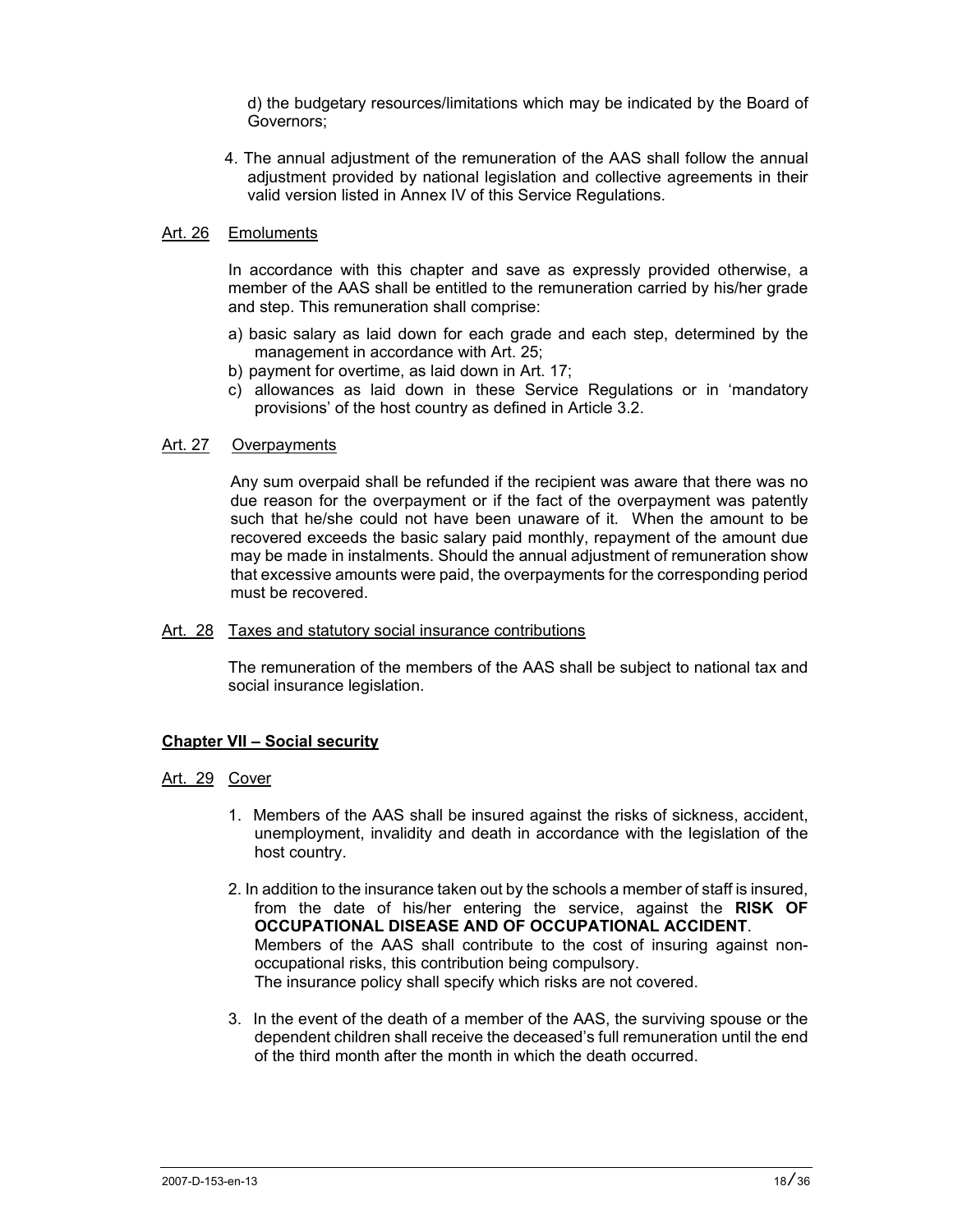d) the budgetary resources/limitations which may be indicated by the Board of Governors;

4. The annual adjustment of the remuneration of the AAS shall follow the annual adjustment provided by national legislation and collective agreements in their valid version listed in Annex IV of this Service Regulations.

Art. 26 Emoluments

In accordance with this chapter and save as expressly provided otherwise, a member of the AAS shall be entitled to the remuneration carried by his/her grade and step. This remuneration shall comprise:

a) basic salary as laid down for each grade and each step, determined by the management in accordance with Art. 25;
b) payment for overtime, as laid down in Art. 17;
c) allowances as laid down in these Service Regulations or in 'mandatory provisions' of the host country as defined in Article 3.2.

Art. 27 Overpayments

Any sum overpaid shall be refunded if the recipient was aware that there was no due reason for the overpayment or if the fact of the overpayment was patently such that he/she could not have been unaware of it. When the amount to be recovered exceeds the basic salary paid monthly, repayment of the amount due may be made in instalments. Should the annual adjustment of remuneration show that excessive amounts were paid, the overpayments for the corresponding period must be recovered.

Art. 28 Taxes and statutory social insurance contributions

The remuneration of the members of the AAS shall be subject to national tax and social insurance legislation.

## Chapter VII – Social security

Art. 29 Cover

1. Members of the AAS shall be insured against the risks of sickness, accident, unemployment, invalidity and death in accordance with the legislation of the host country.

2. In addition to the insurance taken out by the schools a member of staff is insured, from the date of his/her entering the service, against the **RISK OF OCCUPATIONAL DISEASE AND OF OCCUPATIONAL ACCIDENT**.
Members of the AAS shall contribute to the cost of insuring against non-occupational risks, this contribution being compulsory.
The insurance policy shall specify which risks are not covered.

3. In the event of the death of a member of the AAS, the surviving spouse or the dependent children shall receive the deceased's full remuneration until the end of the third month after the month in which the death occurred.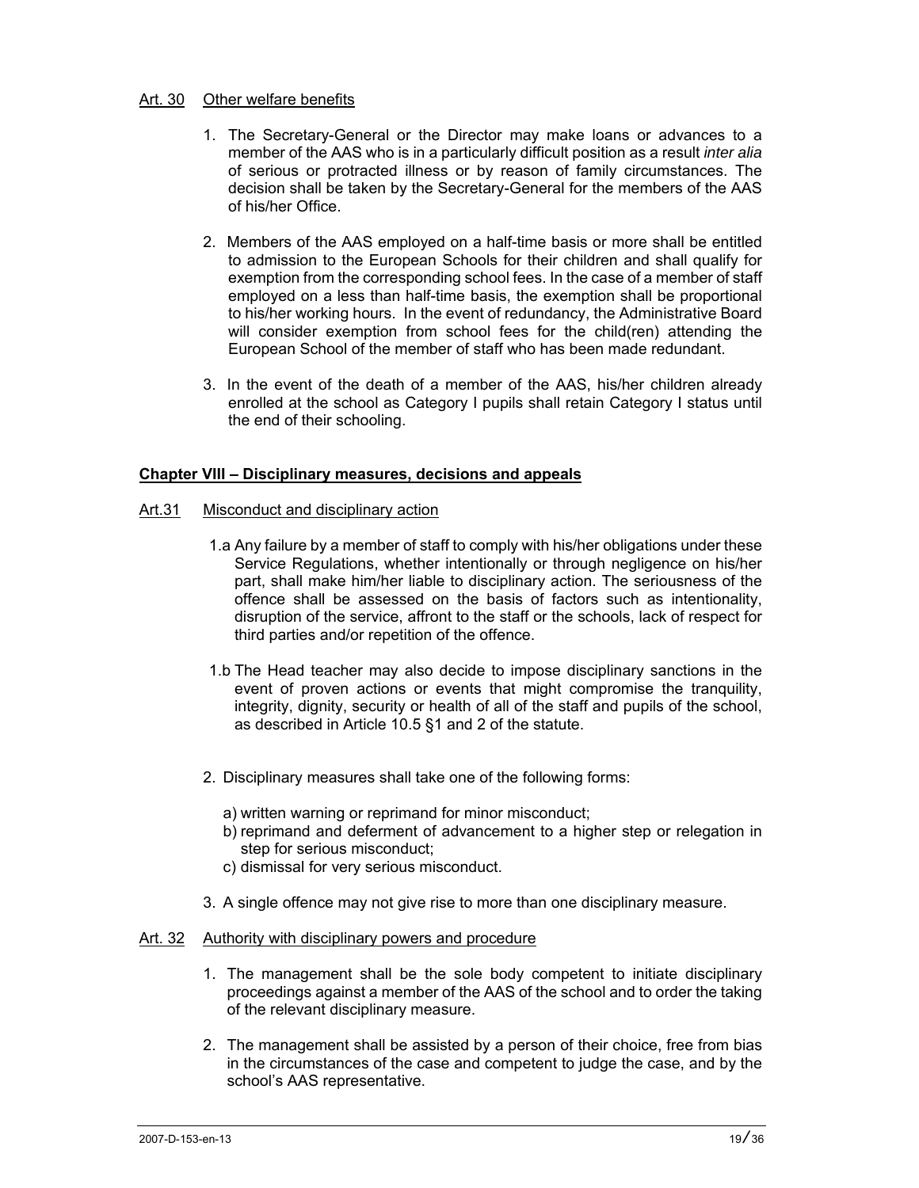Art. 30 Other welfare benefits

1. The Secretary-General or the Director may make loans or advances to a member of the AAS who is in a particularly difficult position as a result *inter alia* of serious or protracted illness or by reason of family circumstances. The decision shall be taken by the Secretary-General for the members of the AAS of his/her Office.

2. Members of the AAS employed on a half-time basis or more shall be entitled to admission to the European Schools for their children and shall qualify for exemption from the corresponding school fees. In the case of a member of staff employed on a less than half-time basis, the exemption shall be proportional to his/her working hours. In the event of redundancy, the Administrative Board will consider exemption from school fees for the child(ren) attending the European School of the member of staff who has been made redundant.

3. In the event of the death of a member of the AAS, his/her children already enrolled at the school as Category I pupils shall retain Category I status until the end of their schooling.

## Chapter VIII – Disciplinary measures, decisions and appeals

Art.31 Misconduct and disciplinary action

1.a Any failure by a member of staff to comply with his/her obligations under these Service Regulations, whether intentionally or through negligence on his/her part, shall make him/her liable to disciplinary action. The seriousness of the offence shall be assessed on the basis of factors such as intentionality, disruption of the service, affront to the staff or the schools, lack of respect for third parties and/or repetition of the offence.

1.b The Head teacher may also decide to impose disciplinary sanctions in the event of proven actions or events that might compromise the tranquility, integrity, dignity, security or health of all of the staff and pupils of the school, as described in Article 10.5 §1 and 2 of the statute.

2. Disciplinary measures shall take one of the following forms:

   a) written warning or reprimand for minor misconduct;
   b) reprimand and deferment of advancement to a higher step or relegation in step for serious misconduct;
   c) dismissal for very serious misconduct.

3. A single offence may not give rise to more than one disciplinary measure.

Art. 32 Authority with disciplinary powers and procedure

1. The management shall be the sole body competent to initiate disciplinary proceedings against a member of the AAS of the school and to order the taking of the relevant disciplinary measure.

2. The management shall be assisted by a person of their choice, free from bias in the circumstances of the case and competent to judge the case, and by the school's AAS representative.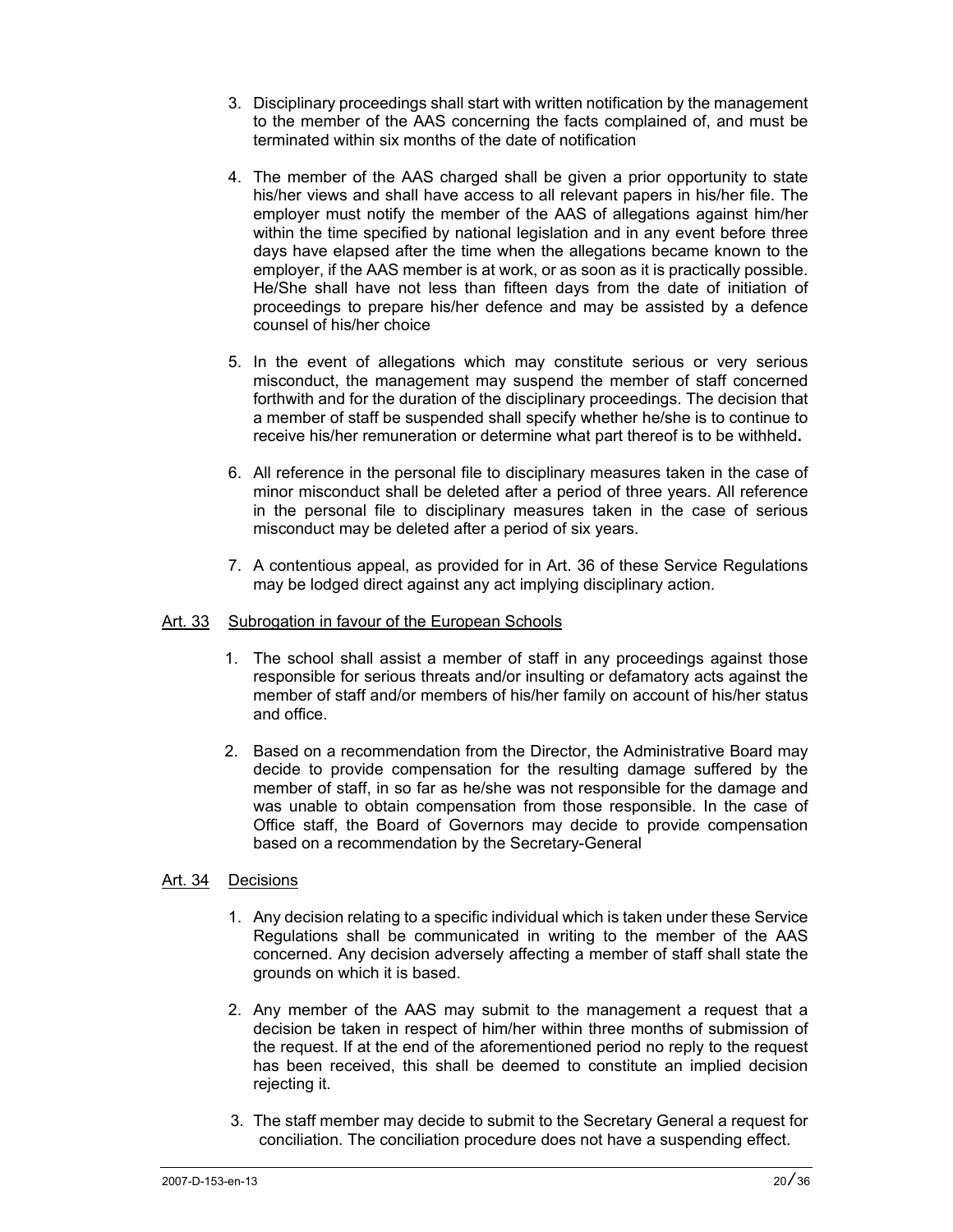3. Disciplinary proceedings shall start with written notification by the management to the member of the AAS concerning the facts complained of, and must be terminated within six months of the date of notification

4. The member of the AAS charged shall be given a prior opportunity to state his/her views and shall have access to all relevant papers in his/her file. The employer must notify the member of the AAS of allegations against him/her within the time specified by national legislation and in any event before three days have elapsed after the time when the allegations became known to the employer, if the AAS member is at work, or as soon as it is practically possible. He/She shall have not less than fifteen days from the date of initiation of proceedings to prepare his/her defence and may be assisted by a defence counsel of his/her choice

5. In the event of allegations which may constitute serious or very serious misconduct, the management may suspend the member of staff concerned forthwith and for the duration of the disciplinary proceedings. The decision that a member of staff be suspended shall specify whether he/she is to continue to receive his/her remuneration or determine what part thereof is to be withheld**.**

6. All reference in the personal file to disciplinary measures taken in the case of minor misconduct shall be deleted after a period of three years. All reference in the personal file to disciplinary measures taken in the case of serious misconduct may be deleted after a period of six years.

7. A contentious appeal, as provided for in Art. 36 of these Service Regulations may be lodged direct against any act implying disciplinary action.

## Art. 33 Subrogation in favour of the European Schools

1. The school shall assist a member of staff in any proceedings against those responsible for serious threats and/or insulting or defamatory acts against the member of staff and/or members of his/her family on account of his/her status and office.

2. Based on a recommendation from the Director, the Administrative Board may decide to provide compensation for the resulting damage suffered by the member of staff, in so far as he/she was not responsible for the damage and was unable to obtain compensation from those responsible. In the case of Office staff, the Board of Governors may decide to provide compensation based on a recommendation by the Secretary-General

## Art. 34 Decisions

1. Any decision relating to a specific individual which is taken under these Service Regulations shall be communicated in writing to the member of the AAS concerned. Any decision adversely affecting a member of staff shall state the grounds on which it is based.

2. Any member of the AAS may submit to the management a request that a decision be taken in respect of him/her within three months of submission of the request. If at the end of the aforementioned period no reply to the request has been received, this shall be deemed to constitute an implied decision rejecting it.

3. The staff member may decide to submit to the Secretary General a request for conciliation. The conciliation procedure does not have a suspending effect.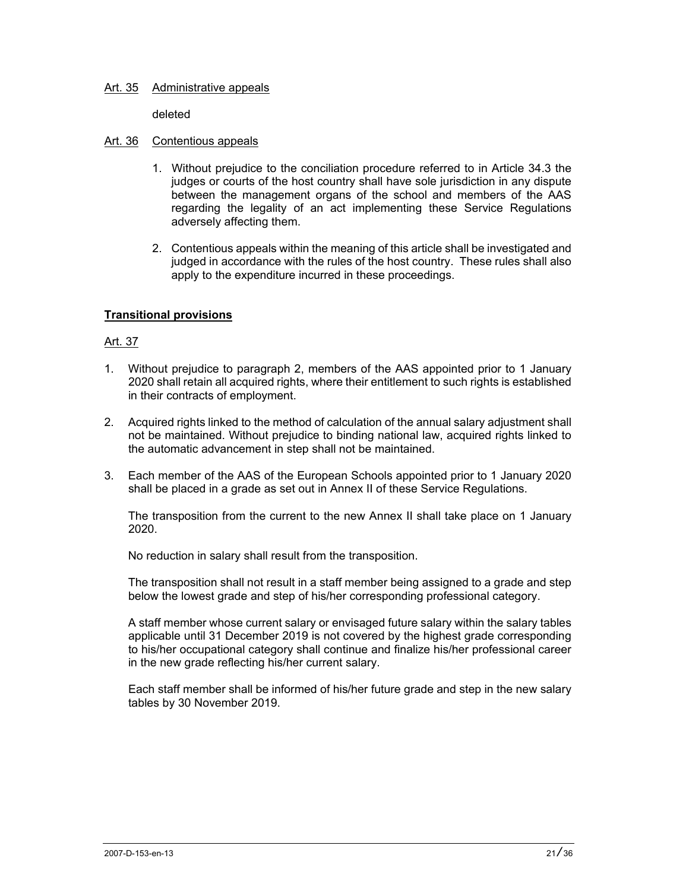Art. 35 Administrative appeals

deleted

Art. 36 Contentious appeals

1. Without prejudice to the conciliation procedure referred to in Article 34.3 the judges or courts of the host country shall have sole jurisdiction in any dispute between the management organs of the school and members of the AAS regarding the legality of an act implementing these Service Regulations adversely affecting them.

2. Contentious appeals within the meaning of this article shall be investigated and judged in accordance with the rules of the host country. These rules shall also apply to the expenditure incurred in these proceedings.

**Transitional provisions**

Art. 37

1. Without prejudice to paragraph 2, members of the AAS appointed prior to 1 January 2020 shall retain all acquired rights, where their entitlement to such rights is established in their contracts of employment.

2. Acquired rights linked to the method of calculation of the annual salary adjustment shall not be maintained. Without prejudice to binding national law, acquired rights linked to the automatic advancement in step shall not be maintained.

3. Each member of the AAS of the European Schools appointed prior to 1 January 2020 shall be placed in a grade as set out in Annex II of these Service Regulations.

   The transposition from the current to the new Annex II shall take place on 1 January 2020.

   No reduction in salary shall result from the transposition.

   The transposition shall not result in a staff member being assigned to a grade and step below the lowest grade and step of his/her corresponding professional category.

   A staff member whose current salary or envisaged future salary within the salary tables applicable until 31 December 2019 is not covered by the highest grade corresponding to his/her occupational category shall continue and finalize his/her professional career in the new grade reflecting his/her current salary.

   Each staff member shall be informed of his/her future grade and step in the new salary tables by 30 November 2019.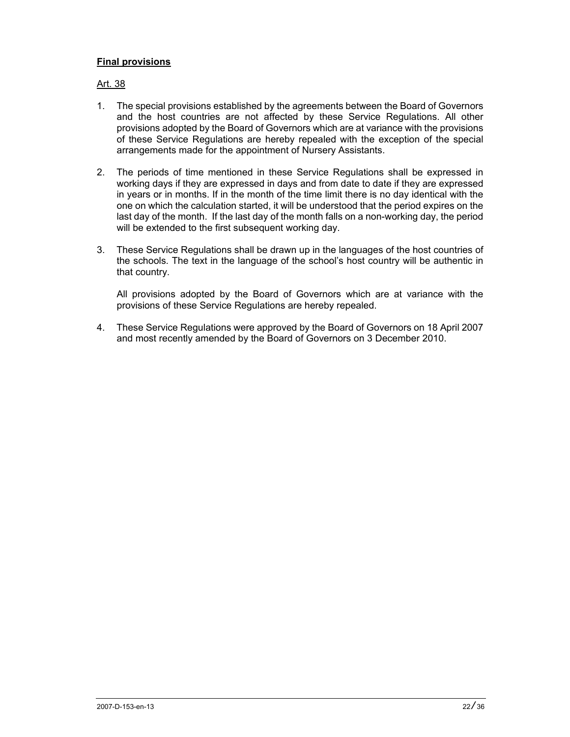**Final provisions**

Art. 38

1. The special provisions established by the agreements between the Board of Governors and the host countries are not affected by these Service Regulations. All other provisions adopted by the Board of Governors which are at variance with the provisions of these Service Regulations are hereby repealed with the exception of the special arrangements made for the appointment of Nursery Assistants.

2. The periods of time mentioned in these Service Regulations shall be expressed in working days if they are expressed in days and from date to date if they are expressed in years or in months. If in the month of the time limit there is no day identical with the one on which the calculation started, it will be understood that the period expires on the last day of the month. If the last day of the month falls on a non-working day, the period will be extended to the first subsequent working day.

3. These Service Regulations shall be drawn up in the languages of the host countries of the schools. The text in the language of the school's host country will be authentic in that country.

   All provisions adopted by the Board of Governors which are at variance with the provisions of these Service Regulations are hereby repealed.

4. These Service Regulations were approved by the Board of Governors on 18 April 2007 and most recently amended by the Board of Governors on 3 December 2010.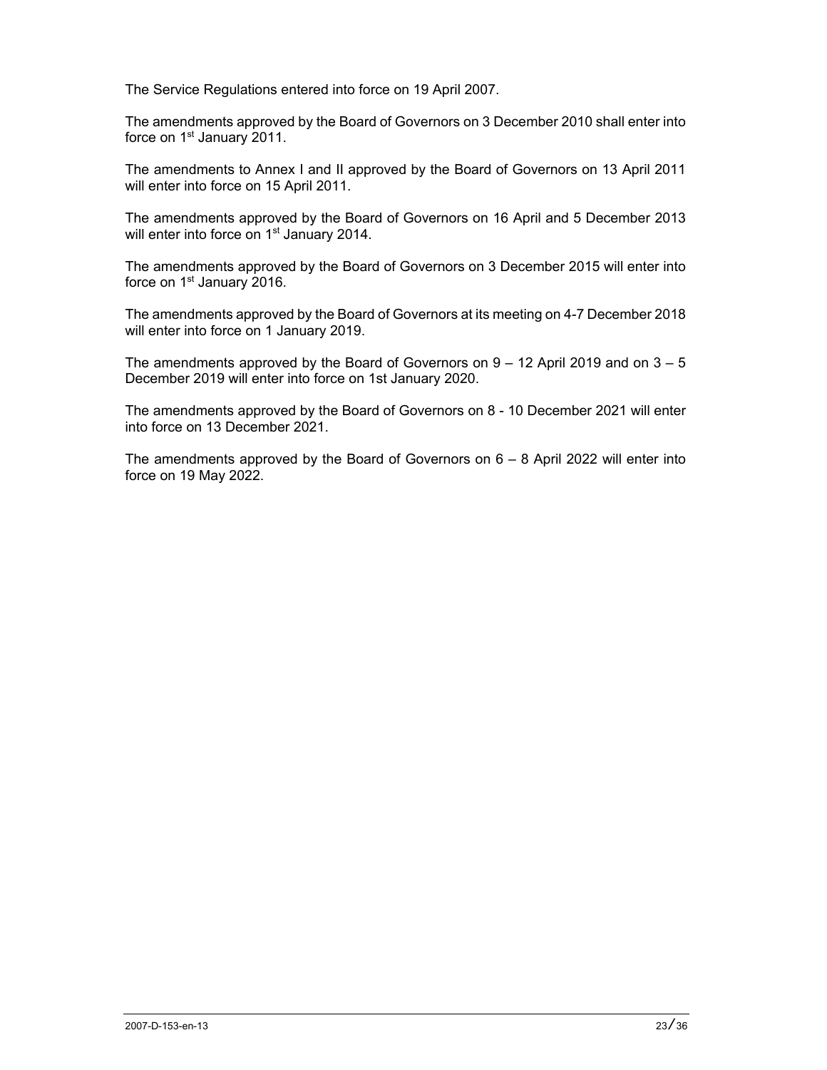The Service Regulations entered into force on 19 April 2007.

The amendments approved by the Board of Governors on 3 December 2010 shall enter into force on 1st January 2011.

The amendments to Annex I and II approved by the Board of Governors on 13 April 2011 will enter into force on 15 April 2011.

The amendments approved by the Board of Governors on 16 April and 5 December 2013 will enter into force on 1st January 2014.

The amendments approved by the Board of Governors on 3 December 2015 will enter into force on 1st January 2016.

The amendments approved by the Board of Governors at its meeting on 4-7 December 2018 will enter into force on 1 January 2019.

The amendments approved by the Board of Governors on 9 – 12 April 2019 and on 3 – 5 December 2019 will enter into force on 1st January 2020.

The amendments approved by the Board of Governors on 8 - 10 December 2021 will enter into force on 13 December 2021.

The amendments approved by the Board of Governors on 6 – 8 April 2022 will enter into force on 19 May 2022.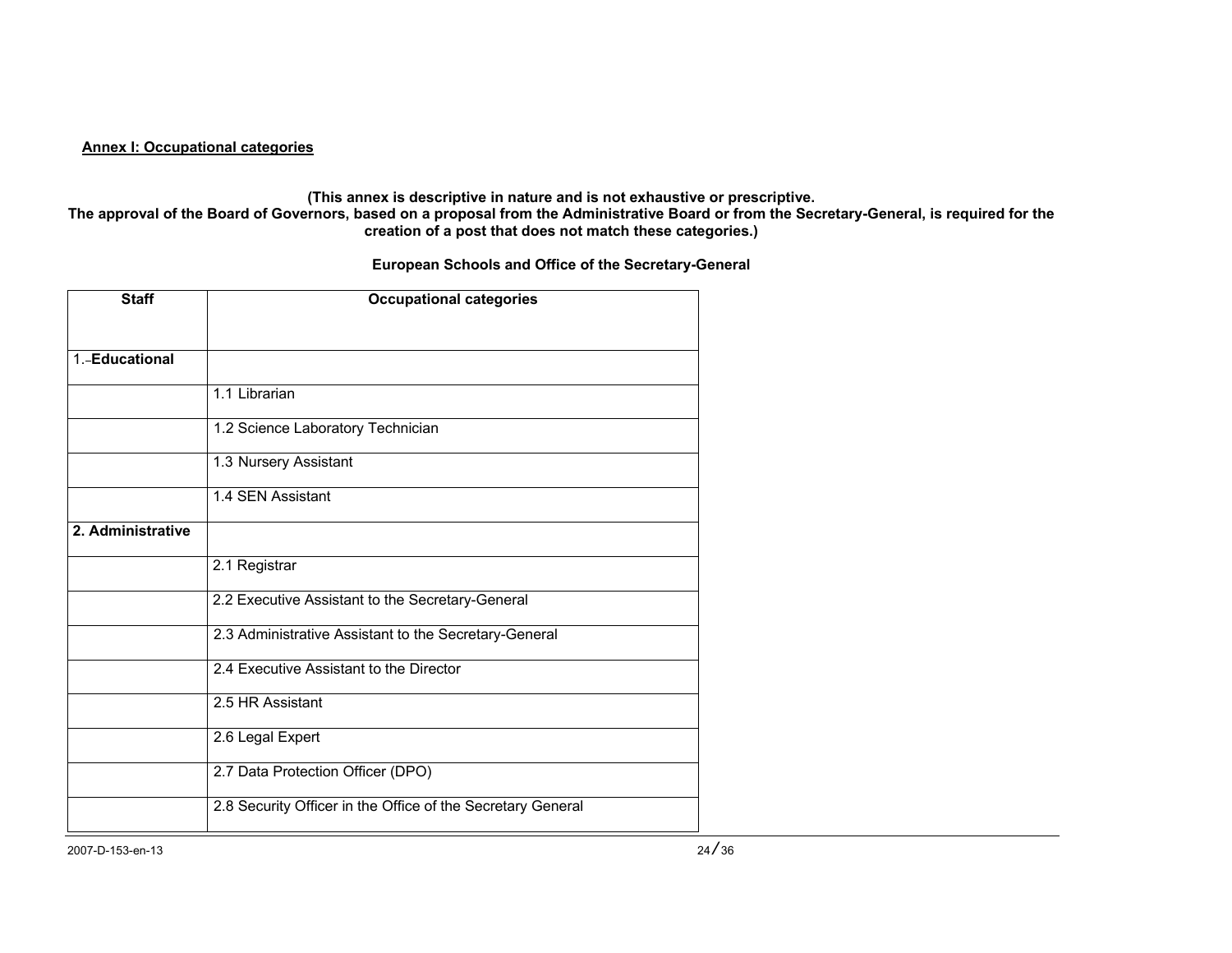**Annex I: Occupational categories**

**(This annex is descriptive in nature and is not exhaustive or prescriptive.**
**The approval of the Board of Governors, based on a proposal from the Administrative Board or from the Secretary-General, is required for the creation of a post that does not match these categories.)**

**European Schools and Office of the Secretary-General**

| Staff | Occupational categories |
|---|---|
| 1. **Educational** | |
| | 1.1 Librarian |
| | 1.2 Science Laboratory Technician |
| | 1.3 Nursery Assistant |
| | 1.4 SEN Assistant |
| **2. Administrative** | |
| | 2.1 Registrar |
| | 2.2 Executive Assistant to the Secretary-General |
| | 2.3 Administrative Assistant to the Secretary-General |
| | 2.4 Executive Assistant to the Director |
| | 2.5 HR Assistant |
| | 2.6 Legal Expert |
| | 2.7 Data Protection Officer (DPO) |
| | 2.8 Security Officer in the Office of the Secretary General |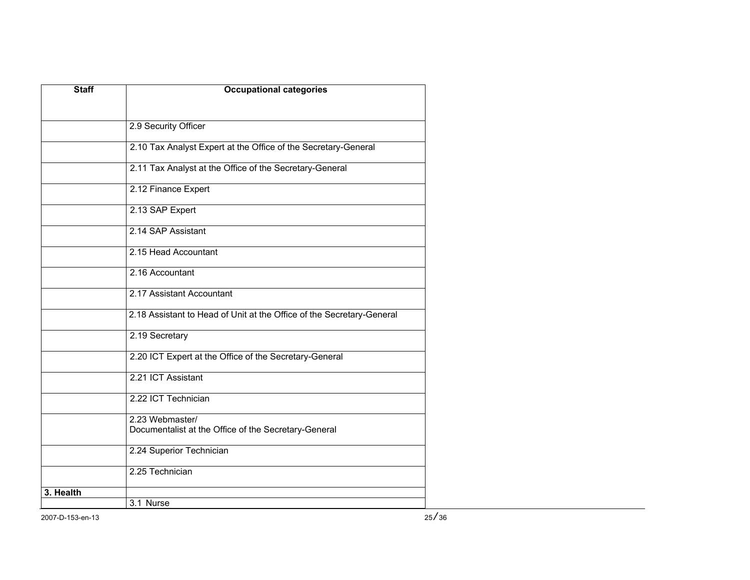| Staff | Occupational categories |
|---|---|
| | 2.9 Security Officer |
| | 2.10 Tax Analyst Expert at the Office of the Secretary-General |
| | 2.11 Tax Analyst at the Office of the Secretary-General |
| | 2.12 Finance Expert |
| | 2.13 SAP Expert |
| | 2.14 SAP Assistant |
| | 2.15 Head Accountant |
| | 2.16 Accountant |
| | 2.17 Assistant Accountant |
| | 2.18 Assistant to Head of Unit at the Office of the Secretary-General |
| | 2.19 Secretary |
| | 2.20 ICT Expert at the Office of the Secretary-General |
| | 2.21 ICT Assistant |
| | 2.22 ICT Technician |
| | 2.23 Webmaster/ Documentalist at the Office of the Secretary-General |
| | 2.24 Superior Technician |
| | 2.25 Technician |
| **3. Health** | |
| | 3.1 Nurse |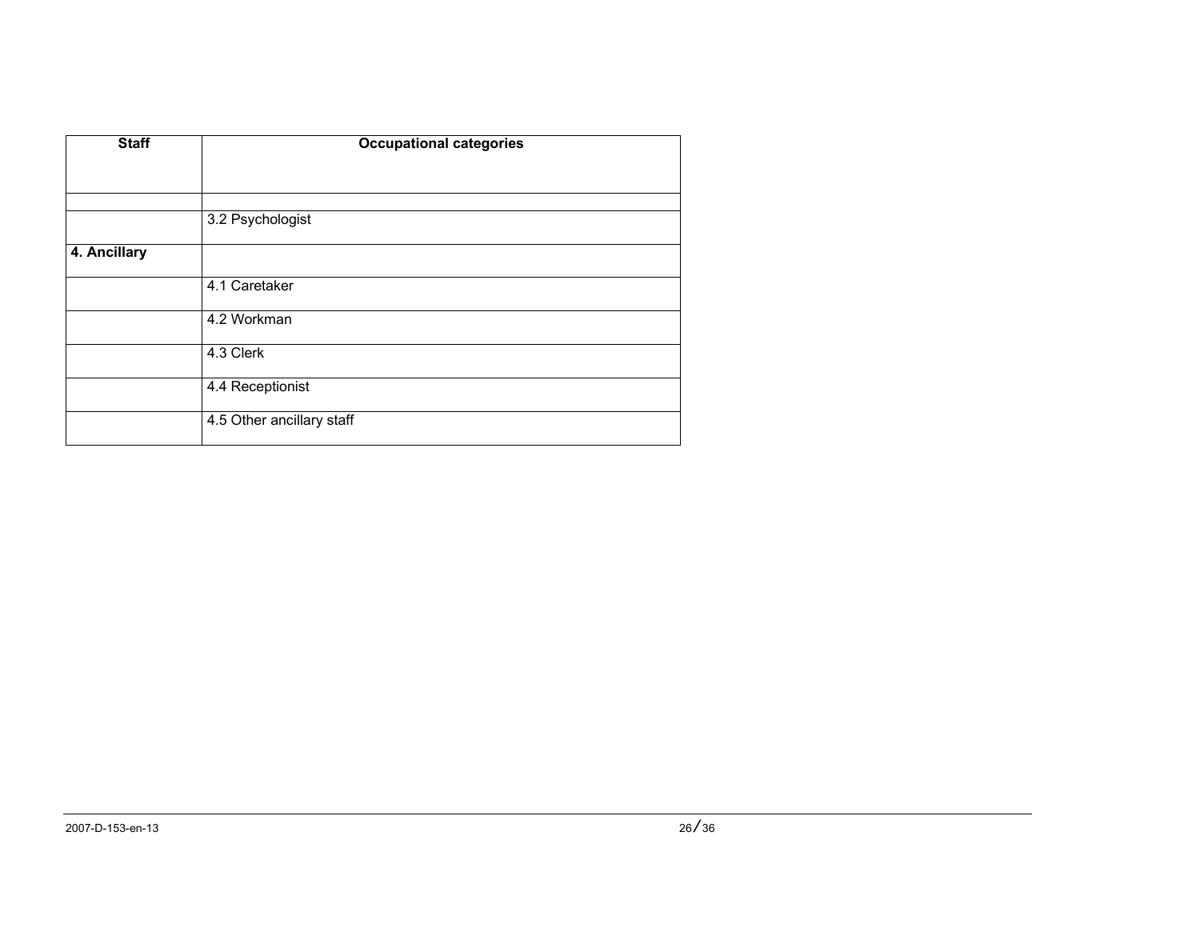| **Staff** | **Occupational categories** |
|---|---|
| | |
| | 3.2 Psychologist |
| **4. Ancillary** | |
| | 4.1 Caretaker |
| | 4.2 Workman |
| | 4.3 Clerk |
| | 4.4 Receptionist |
| | 4.5 Other ancillary staff |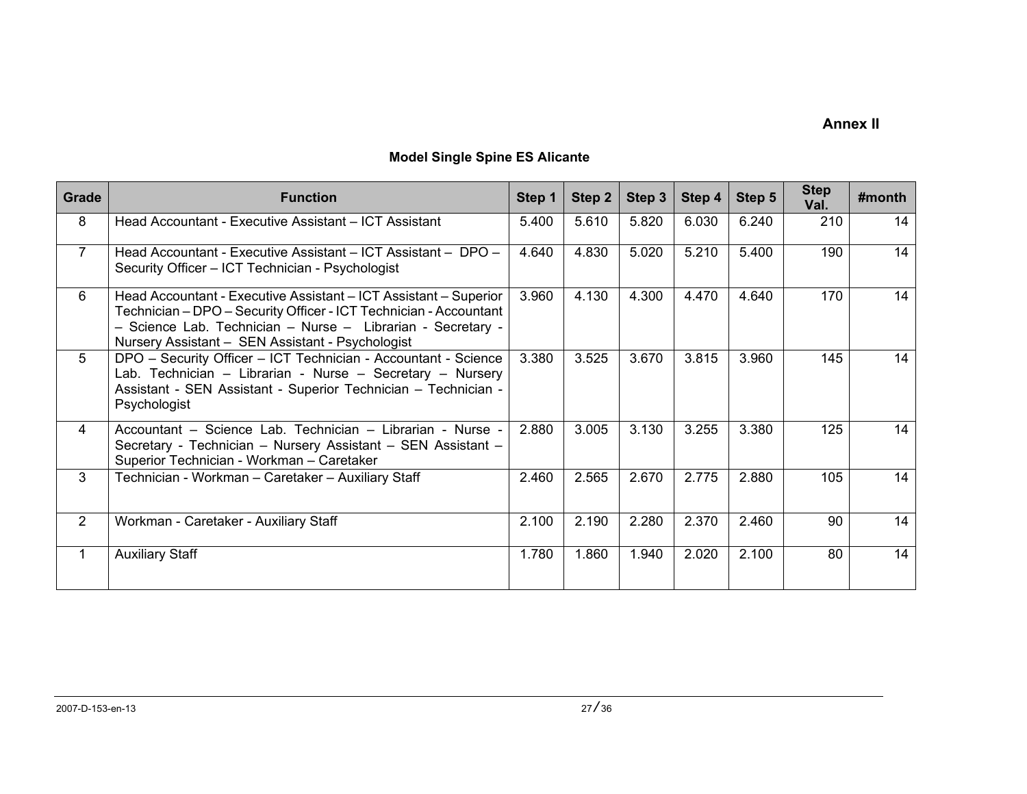**Annex II**

**Model Single Spine ES Alicante**

| Grade | Function | Step 1 | Step 2 | Step 3 | Step 4 | Step 5 | Step Val. | #month |
|---|---|---|---|---|---|---|---|---|
| 8 | Head Accountant - Executive Assistant – ICT Assistant | 5.400 | 5.610 | 5.820 | 6.030 | 6.240 | 210 | 14 |
| 7 | Head Accountant - Executive Assistant – ICT Assistant – DPO – Security Officer – ICT Technician - Psychologist | 4.640 | 4.830 | 5.020 | 5.210 | 5.400 | 190 | 14 |
| 6 | Head Accountant - Executive Assistant – ICT Assistant – Superior Technician – DPO – Security Officer - ICT Technician - Accountant – Science Lab. Technician – Nurse – Librarian - Secretary - Nursery Assistant – SEN Assistant - Psychologist | 3.960 | 4.130 | 4.300 | 4.470 | 4.640 | 170 | 14 |
| 5 | DPO – Security Officer – ICT Technician - Accountant - Science Lab. Technician – Librarian - Nurse – Secretary – Nursery Assistant - SEN Assistant - Superior Technician – Technician - Psychologist | 3.380 | 3.525 | 3.670 | 3.815 | 3.960 | 145 | 14 |
| 4 | Accountant – Science Lab. Technician – Librarian - Nurse - Secretary - Technician – Nursery Assistant – SEN Assistant – Superior Technician - Workman – Caretaker | 2.880 | 3.005 | 3.130 | 3.255 | 3.380 | 125 | 14 |
| 3 | Technician - Workman – Caretaker – Auxiliary Staff | 2.460 | 2.565 | 2.670 | 2.775 | 2.880 | 105 | 14 |
| 2 | Workman - Caretaker - Auxiliary Staff | 2.100 | 2.190 | 2.280 | 2.370 | 2.460 | 90 | 14 |
| 1 | Auxiliary Staff | 1.780 | 1.860 | 1.940 | 2.020 | 2.100 | 80 | 14 |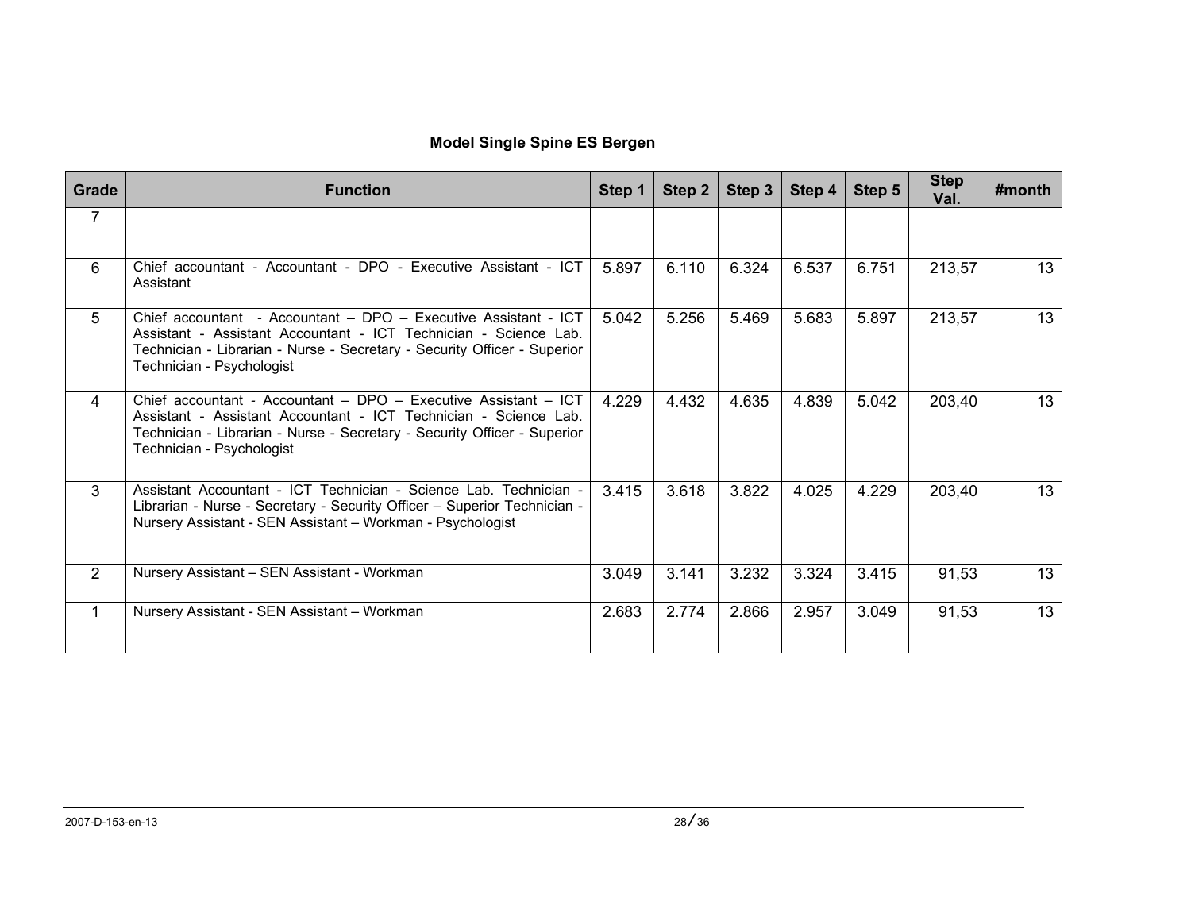**Model Single Spine ES Bergen**

| Grade | Function | Step 1 | Step 2 | Step 3 | Step 4 | Step 5 | Step Val. | #month |
|---|---|---|---|---|---|---|---|---|
| 7 | | | | | | | | |
| 6 | Chief accountant - Accountant - DPO - Executive Assistant - ICT Assistant | 5.897 | 6.110 | 6.324 | 6.537 | 6.751 | 213,57 | 13 |
| 5 | Chief accountant - Accountant – DPO – Executive Assistant - ICT Assistant - Assistant Accountant - ICT Technician - Science Lab. Technician - Librarian - Nurse - Secretary - Security Officer - Superior Technician - Psychologist | 5.042 | 5.256 | 5.469 | 5.683 | 5.897 | 213,57 | 13 |
| 4 | Chief accountant - Accountant – DPO – Executive Assistant – ICT Assistant - Assistant Accountant - ICT Technician - Science Lab. Technician - Librarian - Nurse - Secretary - Security Officer - Superior Technician - Psychologist | 4.229 | 4.432 | 4.635 | 4.839 | 5.042 | 203,40 | 13 |
| 3 | Assistant Accountant - ICT Technician - Science Lab. Technician - Librarian - Nurse - Secretary - Security Officer – Superior Technician - Nursery Assistant - SEN Assistant – Workman - Psychologist | 3.415 | 3.618 | 3.822 | 4.025 | 4.229 | 203,40 | 13 |
| 2 | Nursery Assistant – SEN Assistant - Workman | 3.049 | 3.141 | 3.232 | 3.324 | 3.415 | 91,53 | 13 |
| 1 | Nursery Assistant - SEN Assistant – Workman | 2.683 | 2.774 | 2.866 | 2.957 | 3.049 | 91,53 | 13 |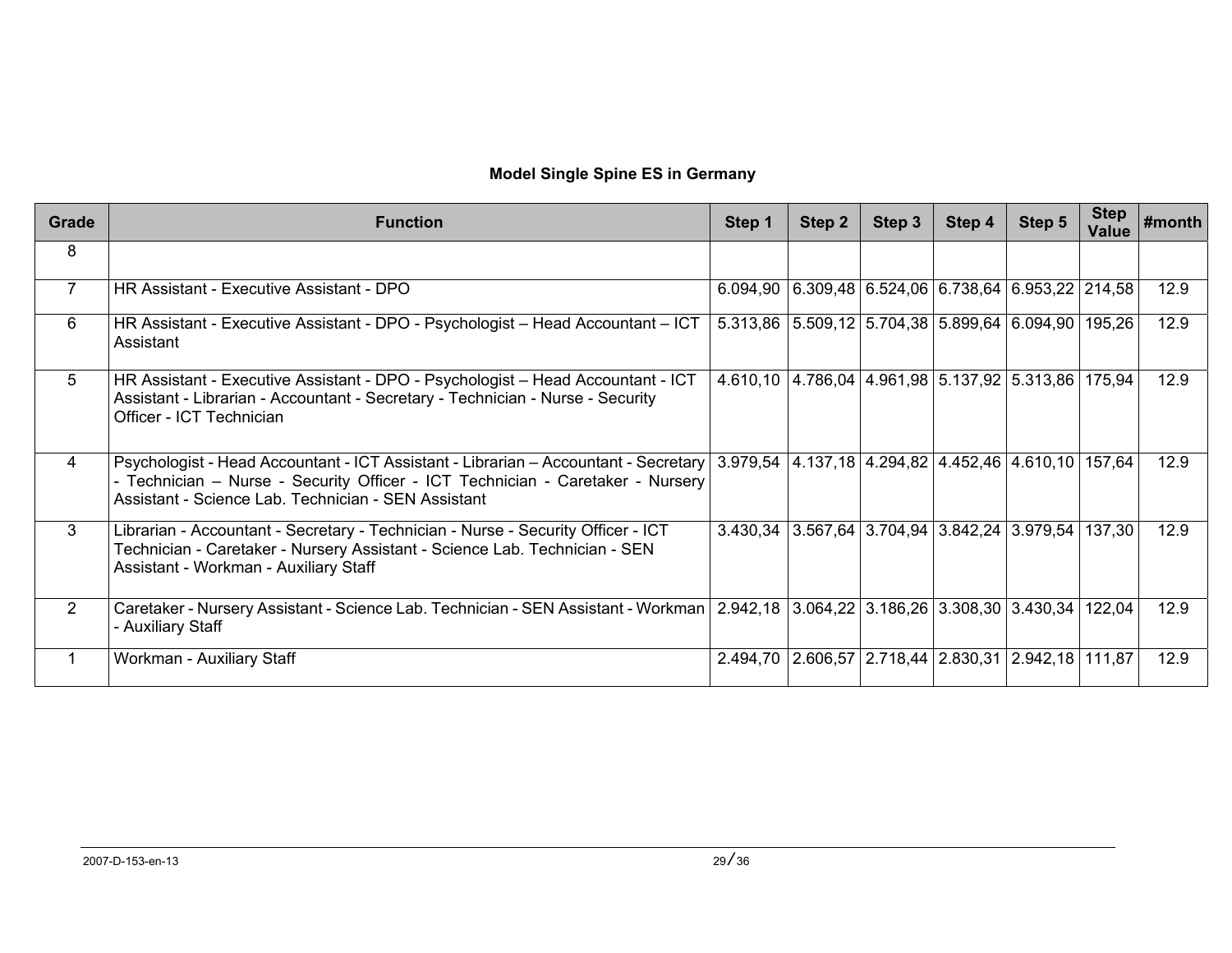**Model Single Spine ES in Germany**

| Grade | Function | Step 1 | Step 2 | Step 3 | Step 4 | Step 5 | Step Value | #month |
|---|---|---|---|---|---|---|---|---|
| 8 | | | | | | | | |
| 7 | HR Assistant - Executive Assistant - DPO | 6.094,90 | 6.309,48 | 6.524,06 | 6.738,64 | 6.953,22 | 214,58 | 12.9 |
| 6 | HR Assistant - Executive Assistant - DPO - Psychologist – Head Accountant – ICT Assistant | 5.313,86 | 5.509,12 | 5.704,38 | 5.899,64 | 6.094,90 | 195,26 | 12.9 |
| 5 | HR Assistant - Executive Assistant - DPO - Psychologist – Head Accountant - ICT Assistant - Librarian - Accountant - Secretary - Technician - Nurse - Security Officer - ICT Technician | 4.610,10 | 4.786,04 | 4.961,98 | 5.137,92 | 5.313,86 | 175,94 | 12.9 |
| 4 | Psychologist - Head Accountant - ICT Assistant - Librarian – Accountant - Secretary - Technician – Nurse - Security Officer - ICT Technician - Caretaker - Nursery Assistant - Science Lab. Technician - SEN Assistant | 3.979,54 | 4.137,18 | 4.294,82 | 4.452,46 | 4.610,10 | 157,64 | 12.9 |
| 3 | Librarian - Accountant - Secretary - Technician - Nurse - Security Officer - ICT Technician - Caretaker - Nursery Assistant - Science Lab. Technician - SEN Assistant - Workman - Auxiliary Staff | 3.430,34 | 3.567,64 | 3.704,94 | 3.842,24 | 3.979,54 | 137,30 | 12.9 |
| 2 | Caretaker - Nursery Assistant - Science Lab. Technician - SEN Assistant - Workman - Auxiliary Staff | 2.942,18 | 3.064,22 | 3.186,26 | 3.308,30 | 3.430,34 | 122,04 | 12.9 |
| 1 | Workman - Auxiliary Staff | 2.494,70 | 2.606,57 | 2.718,44 | 2.830,31 | 2.942,18 | 111,87 | 12.9 |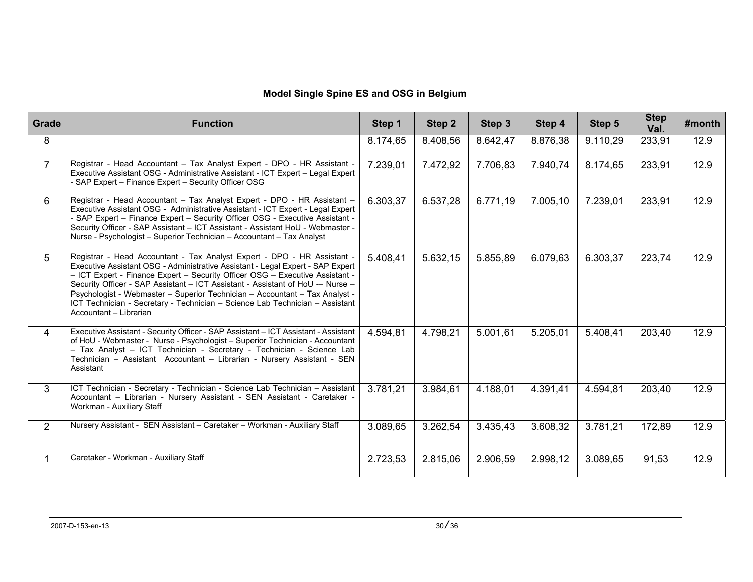**Model Single Spine ES and OSG in Belgium**

| Grade | Function | Step 1 | Step 2 | Step 3 | Step 4 | Step 5 | Step Val. | #month |
|---|---|---|---|---|---|---|---|---|
| 8 | | 8.174,65 | 8.408,56 | 8.642,47 | 8.876,38 | 9.110,29 | 233,91 | 12.9 |
| 7 | Registrar - Head Accountant – Tax Analyst Expert - DPO - HR Assistant - Executive Assistant OSG **-** Administrative Assistant - ICT Expert – Legal Expert - SAP Expert – Finance Expert – Security Officer OSG | 7.239,01 | 7.472,92 | 7.706,83 | 7.940,74 | 8.174,65 | 233,91 | 12.9 |
| 6 | Registrar - Head Accountant – Tax Analyst Expert - DPO - HR Assistant – Executive Assistant OSG **-** Administrative Assistant - ICT Expert - Legal Expert - SAP Expert – Finance Expert – Security Officer OSG - Executive Assistant - Security Officer - SAP Assistant – ICT Assistant - Assistant HoU - Webmaster - Nurse - Psychologist – Superior Technician – Accountant – Tax Analyst | 6.303,37 | 6.537,28 | 6.771,19 | 7.005,10 | 7.239,01 | 233,91 | 12.9 |
| 5 | Registrar - Head Accountant - Tax Analyst Expert - DPO - HR Assistant - Executive Assistant OSG **-** Administrative Assistant - Legal Expert - SAP Expert – ICT Expert - Finance Expert – Security Officer OSG – Executive Assistant - Security Officer - SAP Assistant – ICT Assistant - Assistant of HoU –- Nurse – Psychologist - Webmaster – Superior Technician – Accountant – Tax Analyst - ICT Technician - Secretary - Technician – Science Lab Technician – Assistant Accountant – Librarian | 5.408,41 | 5.632,15 | 5.855,89 | 6.079,63 | 6.303,37 | 223,74 | 12.9 |
| 4 | Executive Assistant - Security Officer - SAP Assistant – ICT Assistant - Assistant of HoU - Webmaster - Nurse - Psychologist – Superior Technician - Accountant – Tax Analyst – ICT Technician - Secretary - Technician - Science Lab Technician – Assistant Accountant – Librarian - Nursery Assistant - SEN Assistant | 4.594,81 | 4.798,21 | 5.001,61 | 5.205,01 | 5.408,41 | 203,40 | 12.9 |
| 3 | ICT Technician - Secretary - Technician - Science Lab Technician – Assistant Accountant – Librarian - Nursery Assistant - SEN Assistant - Caretaker - Workman - Auxiliary Staff | 3.781,21 | 3.984,61 | 4.188,01 | 4.391,41 | 4.594,81 | 203,40 | 12.9 |
| 2 | Nursery Assistant - SEN Assistant – Caretaker – Workman - Auxiliary Staff | 3.089,65 | 3.262,54 | 3.435,43 | 3.608,32 | 3.781,21 | 172,89 | 12.9 |
| 1 | Caretaker - Workman - Auxiliary Staff | 2.723,53 | 2.815,06 | 2.906,59 | 2.998,12 | 3.089,65 | 91,53 | 12.9 |

2007-D-153-en-13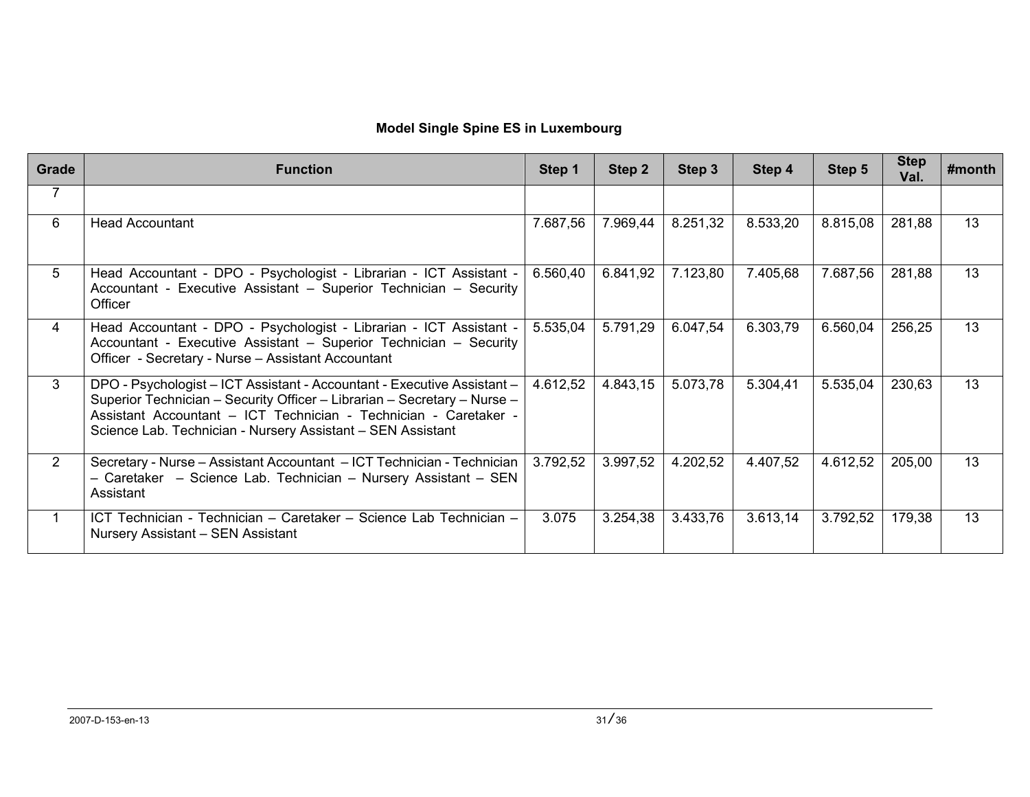**Model Single Spine ES in Luxembourg**

| Grade | Function | Step 1 | Step 2 | Step 3 | Step 4 | Step 5 | Step Val. | #month |
|---|---|---|---|---|---|---|---|---|
| 7 | | | | | | | | |
| 6 | Head Accountant | 7.687,56 | 7.969,44 | 8.251,32 | 8.533,20 | 8.815,08 | 281,88 | 13 |
| 5 | Head Accountant - DPO - Psychologist - Librarian - ICT Assistant - Accountant - Executive Assistant – Superior Technician – Security Officer | 6.560,40 | 6.841,92 | 7.123,80 | 7.405,68 | 7.687,56 | 281,88 | 13 |
| 4 | Head Accountant - DPO - Psychologist - Librarian - ICT Assistant - Accountant - Executive Assistant – Superior Technician – Security Officer - Secretary - Nurse – Assistant Accountant | 5.535,04 | 5.791,29 | 6.047,54 | 6.303,79 | 6.560,04 | 256,25 | 13 |
| 3 | DPO - Psychologist – ICT Assistant - Accountant - Executive Assistant – Superior Technician – Security Officer – Librarian – Secretary – Nurse – Assistant Accountant – ICT Technician - Technician - Caretaker - Science Lab. Technician - Nursery Assistant – SEN Assistant | 4.612,52 | 4.843,15 | 5.073,78 | 5.304,41 | 5.535,04 | 230,63 | 13 |
| 2 | Secretary - Nurse – Assistant Accountant – ICT Technician - Technician – Caretaker – Science Lab. Technician – Nursery Assistant – SEN Assistant | 3.792,52 | 3.997,52 | 4.202,52 | 4.407,52 | 4.612,52 | 205,00 | 13 |
| 1 | ICT Technician - Technician – Caretaker – Science Lab Technician – Nursery Assistant – SEN Assistant | 3.075 | 3.254,38 | 3.433,76 | 3.613,14 | 3.792,52 | 179,38 | 13 |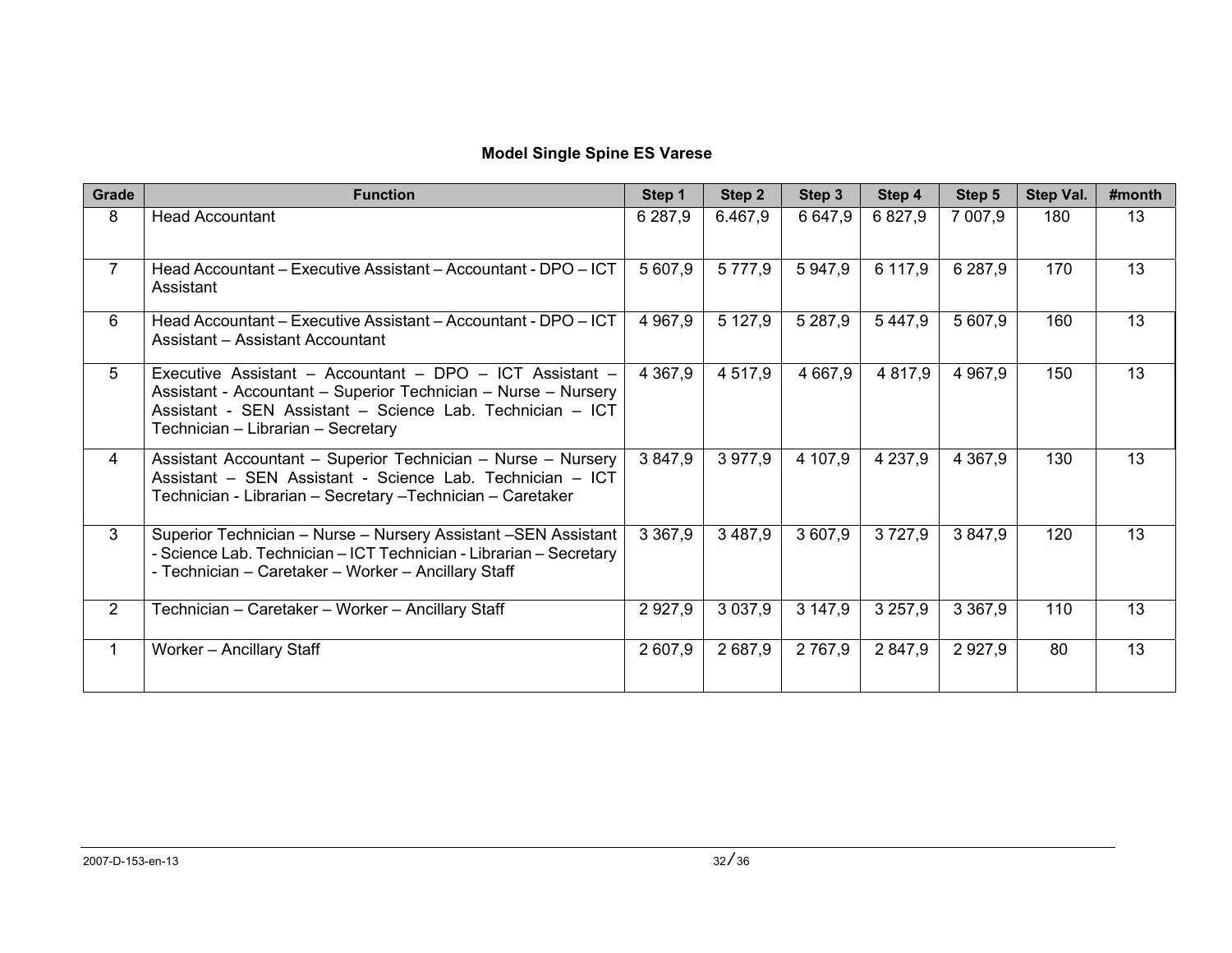**Model Single Spine ES Varese**

| Grade | Function | Step 1 | Step 2 | Step 3 | Step 4 | Step 5 | Step Val. | #month |
|---|---|---|---|---|---|---|---|---|
| 8 | Head Accountant | 6 287,9 | 6.467,9 | 6 647,9 | 6 827,9 | 7 007,9 | 180 | 13 |
| 7 | Head Accountant – Executive Assistant – Accountant - DPO – ICT Assistant | 5 607,9 | 5 777,9 | 5 947,9 | 6 117,9 | 6 287,9 | 170 | 13 |
| 6 | Head Accountant – Executive Assistant – Accountant - DPO – ICT Assistant – Assistant Accountant | 4 967,9 | 5 127,9 | 5 287,9 | 5 447,9 | 5 607,9 | 160 | 13 |
| 5 | Executive Assistant – Accountant – DPO – ICT Assistant – Assistant - Accountant – Superior Technician – Nurse – Nursery Assistant - SEN Assistant – Science Lab. Technician – ICT Technician – Librarian – Secretary | 4 367,9 | 4 517,9 | 4 667,9 | 4 817,9 | 4 967,9 | 150 | 13 |
| 4 | Assistant Accountant – Superior Technician – Nurse – Nursery Assistant – SEN Assistant - Science Lab. Technician – ICT Technician - Librarian – Secretary –Technician – Caretaker | 3 847,9 | 3 977,9 | 4 107,9 | 4 237,9 | 4 367,9 | 130 | 13 |
| 3 | Superior Technician – Nurse – Nursery Assistant –SEN Assistant - Science Lab. Technician – ICT Technician - Librarian – Secretary - Technician – Caretaker – Worker – Ancillary Staff | 3 367,9 | 3 487,9 | 3 607,9 | 3 727,9 | 3 847,9 | 120 | 13 |
| 2 | Technician – Caretaker – Worker – Ancillary Staff | 2 927,9 | 3 037,9 | 3 147,9 | 3 257,9 | 3 367,9 | 110 | 13 |
| 1 | Worker – Ancillary Staff | 2 607,9 | 2 687,9 | 2 767,9 | 2 847,9 | 2 927,9 | 80 | 13 |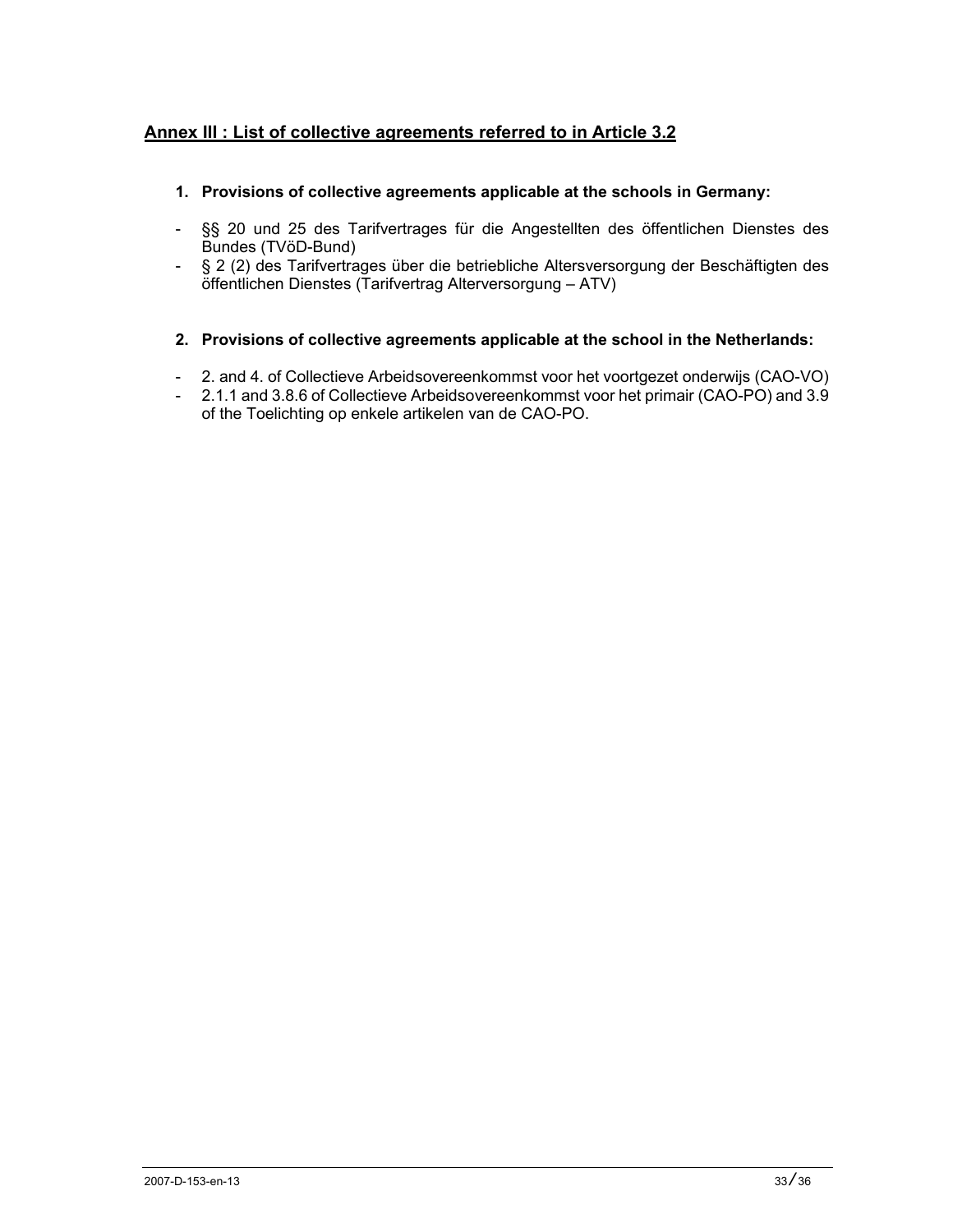## Annex III : List of collective agreements referred to in Article 3.2

1. **Provisions of collective agreements applicable at the schools in Germany:**

- §§ 20 und 25 des Tarifvertrages für die Angestellten des öffentlichen Dienstes des Bundes (TVöD-Bund)
- § 2 (2) des Tarifvertrages über die betriebliche Altersversorgung der Beschäftigten des öffentlichen Dienstes (Tarifvertrag Alterversorgung – ATV)

2. **Provisions of collective agreements applicable at the school in the Netherlands:**

- 2. and 4. of Collectieve Arbeidsovereenkommst voor het voortgezet onderwijs (CAO-VO)
- 2.1.1 and 3.8.6 of Collectieve Arbeidsovereenkommst voor het primair (CAO-PO) and 3.9 of the Toelichting op enkele artikelen van de CAO-PO.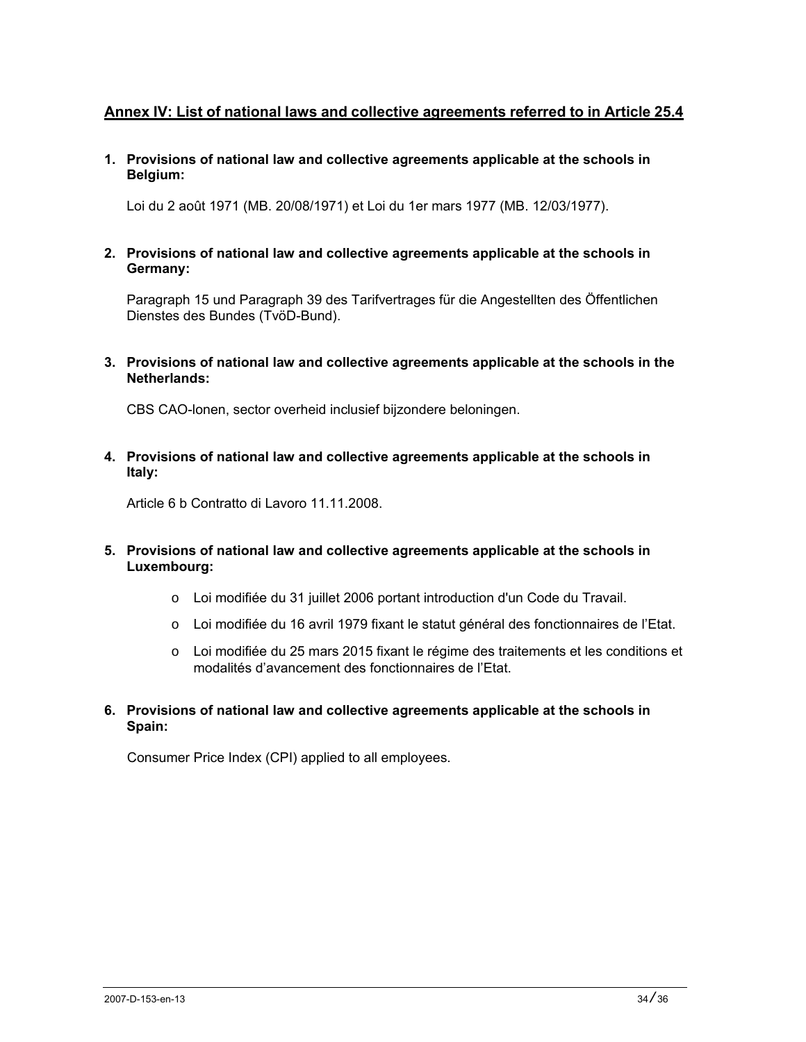## Annex IV: List of national laws and collective agreements referred to in Article 25.4

**1. Provisions of national law and collective agreements applicable at the schools in Belgium:**

Loi du 2 août 1971 (MB. 20/08/1971) et Loi du 1er mars 1977 (MB. 12/03/1977).

**2. Provisions of national law and collective agreements applicable at the schools in Germany:**

Paragraph 15 und Paragraph 39 des Tarifvertrages für die Angestellten des Öffentlichen Dienstes des Bundes (TvöD-Bund).

**3. Provisions of national law and collective agreements applicable at the schools in the Netherlands:**

CBS CAO-lonen, sector overheid inclusief bijzondere beloningen.

**4. Provisions of national law and collective agreements applicable at the schools in Italy:**

Article 6 b Contratto di Lavoro 11.11.2008.

**5. Provisions of national law and collective agreements applicable at the schools in Luxembourg:**

- Loi modifiée du 31 juillet 2006 portant introduction d'un Code du Travail.
- Loi modifiée du 16 avril 1979 fixant le statut général des fonctionnaires de l'Etat.
- Loi modifiée du 25 mars 2015 fixant le régime des traitements et les conditions et modalités d'avancement des fonctionnaires de l'Etat.

**6. Provisions of national law and collective agreements applicable at the schools in Spain:**

Consumer Price Index (CPI) applied to all employees.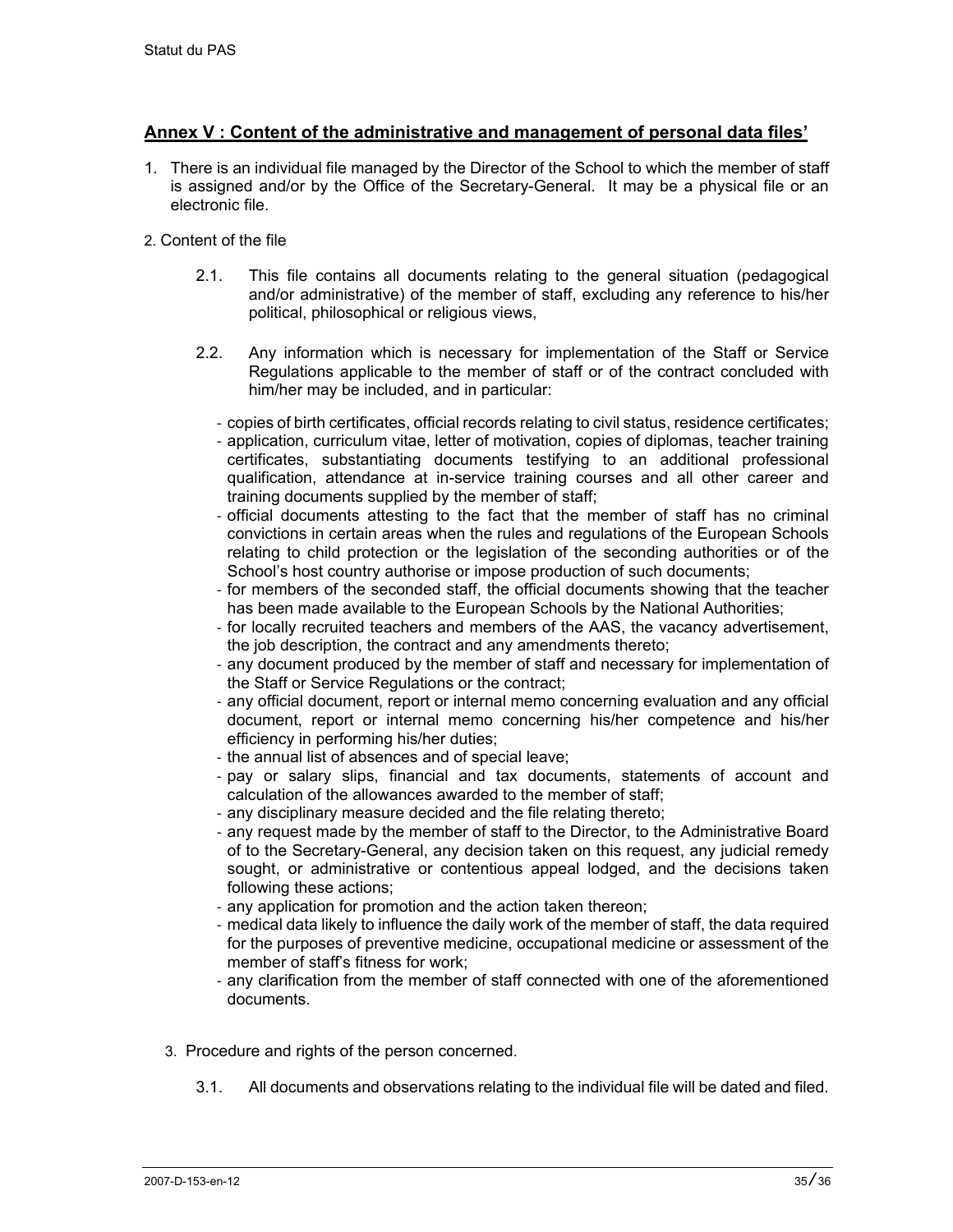## Annex V : Content of the administrative and management of personal data files'

1. There is an individual file managed by the Director of the School to which the member of staff is assigned and/or by the Office of the Secretary-General. It may be a physical file or an electronic file.

2. Content of the file

   2.1. This file contains all documents relating to the general situation (pedagogical and/or administrative) of the member of staff, excluding any reference to his/her political, philosophical or religious views,

   2.2. Any information which is necessary for implementation of the Staff or Service Regulations applicable to the member of staff or of the contract concluded with him/her may be included, and in particular:

   - copies of birth certificates, official records relating to civil status, residence certificates;
   - application, curriculum vitae, letter of motivation, copies of diplomas, teacher training certificates, substantiating documents testifying to an additional professional qualification, attendance at in-service training courses and all other career and training documents supplied by the member of staff;
   - official documents attesting to the fact that the member of staff has no criminal convictions in certain areas when the rules and regulations of the European Schools relating to child protection or the legislation of the seconding authorities or of the School's host country authorise or impose production of such documents;
   - for members of the seconded staff, the official documents showing that the teacher has been made available to the European Schools by the National Authorities;
   - for locally recruited teachers and members of the AAS, the vacancy advertisement, the job description, the contract and any amendments thereto;
   - any document produced by the member of staff and necessary for implementation of the Staff or Service Regulations or the contract;
   - any official document, report or internal memo concerning evaluation and any official document, report or internal memo concerning his/her competence and his/her efficiency in performing his/her duties;
   - the annual list of absences and of special leave;
   - pay or salary slips, financial and tax documents, statements of account and calculation of the allowances awarded to the member of staff;
   - any disciplinary measure decided and the file relating thereto;
   - any request made by the member of staff to the Director, to the Administrative Board of to the Secretary-General, any decision taken on this request, any judicial remedy sought, or administrative or contentious appeal lodged, and the decisions taken following these actions;
   - any application for promotion and the action taken thereon;
   - medical data likely to influence the daily work of the member of staff, the data required for the purposes of preventive medicine, occupational medicine or assessment of the member of staff's fitness for work;
   - any clarification from the member of staff connected with one of the aforementioned documents.

3. Procedure and rights of the person concerned.

   3.1. All documents and observations relating to the individual file will be dated and filed.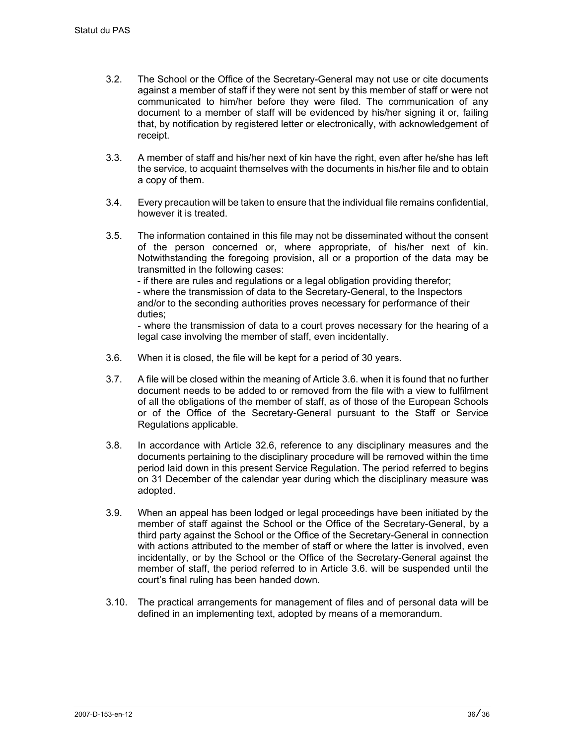3.2. The School or the Office of the Secretary-General may not use or cite documents against a member of staff if they were not sent by this member of staff or were not communicated to him/her before they were filed. The communication of any document to a member of staff will be evidenced by his/her signing it or, failing that, by notification by registered letter or electronically, with acknowledgement of receipt.

3.3. A member of staff and his/her next of kin have the right, even after he/she has left the service, to acquaint themselves with the documents in his/her file and to obtain a copy of them.

3.4. Every precaution will be taken to ensure that the individual file remains confidential, however it is treated.

3.5. The information contained in this file may not be disseminated without the consent of the person concerned or, where appropriate, of his/her next of kin. Notwithstanding the foregoing provision, all or a proportion of the data may be transmitted in the following cases:

- if there are rules and regulations or a legal obligation providing therefor;
- where the transmission of data to the Secretary-General, to the Inspectors and/or to the seconding authorities proves necessary for performance of their duties;
- where the transmission of data to a court proves necessary for the hearing of a legal case involving the member of staff, even incidentally.

3.6. When it is closed, the file will be kept for a period of 30 years.

3.7. A file will be closed within the meaning of Article 3.6. when it is found that no further document needs to be added to or removed from the file with a view to fulfilment of all the obligations of the member of staff, as of those of the European Schools or of the Office of the Secretary-General pursuant to the Staff or Service Regulations applicable.

3.8. In accordance with Article 32.6, reference to any disciplinary measures and the documents pertaining to the disciplinary procedure will be removed within the time period laid down in this present Service Regulation. The period referred to begins on 31 December of the calendar year during which the disciplinary measure was adopted.

3.9. When an appeal has been lodged or legal proceedings have been initiated by the member of staff against the School or the Office of the Secretary-General, by a third party against the School or the Office of the Secretary-General in connection with actions attributed to the member of staff or where the latter is involved, even incidentally, or by the School or the Office of the Secretary-General against the member of staff, the period referred to in Article 3.6. will be suspended until the court's final ruling has been handed down.

3.10. The practical arrangements for management of files and of personal data will be defined in an implementing text, adopted by means of a memorandum.